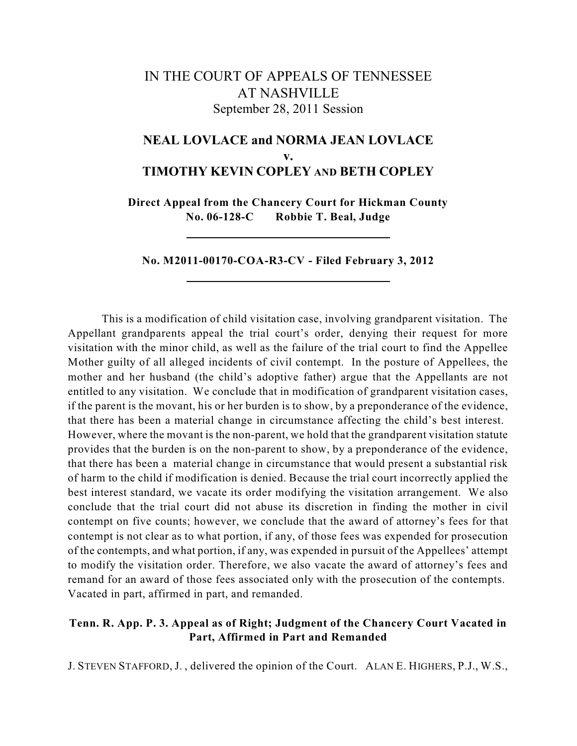# IN THE COURT OF APPEALS OF TENNESSEE
## AT NASHVILLE
September 28, 2011 Session

## NEAL LOVLACE and NORMA JEAN LOVLACE
**v.**
## TIMOTHY KEVIN COPLEY AND BETH COPLEY

**Direct Appeal from the Chancery Court for Hickman County**
**No. 06-128-C Robbie T. Beal, Judge**

---

**No. M2011-00170-COA-R3-CV - Filed February 3, 2012**

---

This is a modification of child visitation case, involving grandparent visitation. The Appellant grandparents appeal the trial court's order, denying their request for more visitation with the minor child, as well as the failure of the trial court to find the Appellee Mother guilty of all alleged incidents of civil contempt. In the posture of Appellees, the mother and her husband (the child's adoptive father) argue that the Appellants are not entitled to any visitation. We conclude that in modification of grandparent visitation cases, if the parent is the movant, his or her burden is to show, by a preponderance of the evidence, that there has been a material change in circumstance affecting the child's best interest. However, where the movant is the non-parent, we hold that the grandparent visitation statute provides that the burden is on the non-parent to show, by a preponderance of the evidence, that there has been a material change in circumstance that would present a substantial risk of harm to the child if modification is denied. Because the trial court incorrectly applied the best interest standard, we vacate its order modifying the visitation arrangement. We also conclude that the trial court did not abuse its discretion in finding the mother in civil contempt on five counts; however, we conclude that the award of attorney's fees for that contempt is not clear as to what portion, if any, of those fees was expended for prosecution of the contempts, and what portion, if any, was expended in pursuit of the Appellees' attempt to modify the visitation order. Therefore, we also vacate the award of attorney's fees and remand for an award of those fees associated only with the prosecution of the contempts. Vacated in part, affirmed in part, and remanded.

**Tenn. R. App. P. 3. Appeal as of Right; Judgment of the Chancery Court Vacated in Part, Affirmed in Part and Remanded**

J. STEVEN STAFFORD, J., delivered the opinion of the Court. ALAN E. HIGHERS, P.J., W.S.,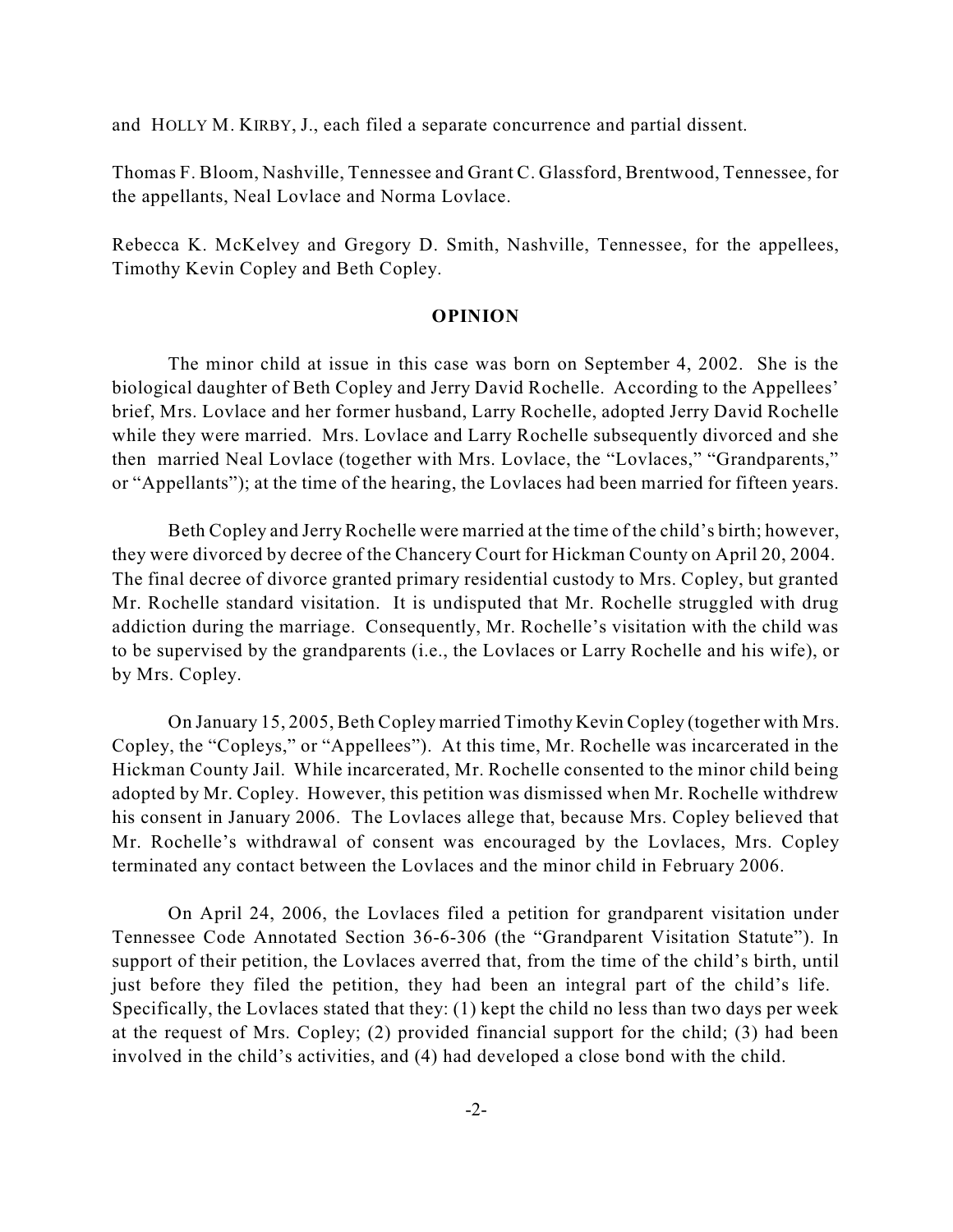and HOLLY M. KIRBY, J., each filed a separate concurrence and partial dissent.

Thomas F. Bloom, Nashville, Tennessee and Grant C. Glassford, Brentwood, Tennessee, for the appellants, Neal Lovlace and Norma Lovlace.

Rebecca K. McKelvey and Gregory D. Smith, Nashville, Tennessee, for the appellees, Timothy Kevin Copley and Beth Copley.

## OPINION

The minor child at issue in this case was born on September 4, 2002. She is the biological daughter of Beth Copley and Jerry David Rochelle. According to the Appellees' brief, Mrs. Lovlace and her former husband, Larry Rochelle, adopted Jerry David Rochelle while they were married. Mrs. Lovlace and Larry Rochelle subsequently divorced and she then married Neal Lovlace (together with Mrs. Lovlace, the "Lovlaces," "Grandparents," or "Appellants"); at the time of the hearing, the Lovlaces had been married for fifteen years.

Beth Copley and Jerry Rochelle were married at the time of the child's birth; however, they were divorced by decree of the Chancery Court for Hickman County on April 20, 2004. The final decree of divorce granted primary residential custody to Mrs. Copley, but granted Mr. Rochelle standard visitation. It is undisputed that Mr. Rochelle struggled with drug addiction during the marriage. Consequently, Mr. Rochelle's visitation with the child was to be supervised by the grandparents (i.e., the Lovlaces or Larry Rochelle and his wife), or by Mrs. Copley.

On January 15, 2005, Beth Copley married Timothy Kevin Copley (together with Mrs. Copley, the "Copleys," or "Appellees"). At this time, Mr. Rochelle was incarcerated in the Hickman County Jail. While incarcerated, Mr. Rochelle consented to the minor child being adopted by Mr. Copley. However, this petition was dismissed when Mr. Rochelle withdrew his consent in January 2006. The Lovlaces allege that, because Mrs. Copley believed that Mr. Rochelle's withdrawal of consent was encouraged by the Lovlaces, Mrs. Copley terminated any contact between the Lovlaces and the minor child in February 2006.

On April 24, 2006, the Lovlaces filed a petition for grandparent visitation under Tennessee Code Annotated Section 36-6-306 (the "Grandparent Visitation Statute"). In support of their petition, the Lovlaces averred that, from the time of the child's birth, until just before they filed the petition, they had been an integral part of the child's life. Specifically, the Lovlaces stated that they: (1) kept the child no less than two days per week at the request of Mrs. Copley; (2) provided financial support for the child; (3) had been involved in the child's activities, and (4) had developed a close bond with the child.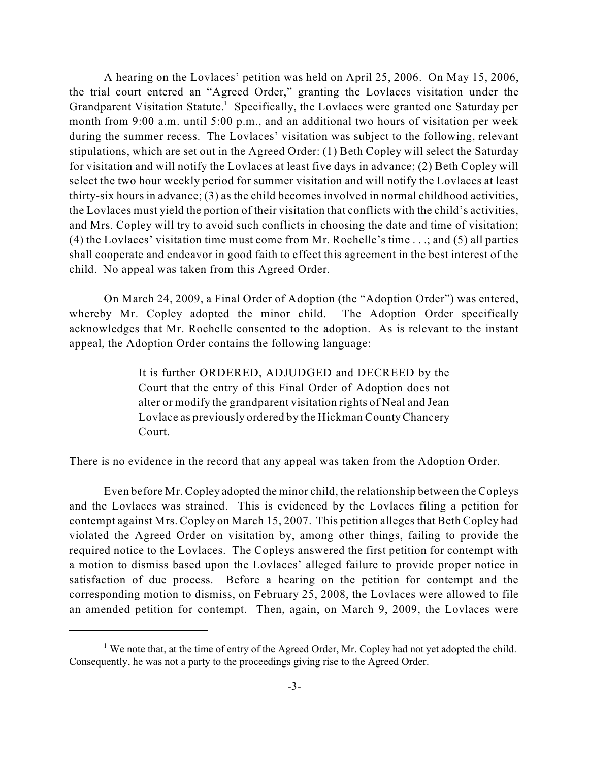A hearing on the Lovlaces' petition was held on April 25, 2006. On May 15, 2006, the trial court entered an "Agreed Order," granting the Lovlaces visitation under the Grandparent Visitation Statute.[1] Specifically, the Lovlaces were granted one Saturday per month from 9:00 a.m. until 5:00 p.m., and an additional two hours of visitation per week during the summer recess. The Lovlaces' visitation was subject to the following, relevant stipulations, which are set out in the Agreed Order: (1) Beth Copley will select the Saturday for visitation and will notify the Lovlaces at least five days in advance; (2) Beth Copley will select the two hour weekly period for summer visitation and will notify the Lovlaces at least thirty-six hours in advance; (3) as the child becomes involved in normal childhood activities, the Lovlaces must yield the portion of their visitation that conflicts with the child's activities, and Mrs. Copley will try to avoid such conflicts in choosing the date and time of visitation; (4) the Lovlaces' visitation time must come from Mr. Rochelle's time . . .; and (5) all parties shall cooperate and endeavor in good faith to effect this agreement in the best interest of the child. No appeal was taken from this Agreed Order.

On March 24, 2009, a Final Order of Adoption (the "Adoption Order") was entered, whereby Mr. Copley adopted the minor child. The Adoption Order specifically acknowledges that Mr. Rochelle consented to the adoption. As is relevant to the instant appeal, the Adoption Order contains the following language:

> It is further ORDERED, ADJUDGED and DECREED by the Court that the entry of this Final Order of Adoption does not alter or modify the grandparent visitation rights of Neal and Jean Lovlace as previously ordered by the Hickman County Chancery Court.

There is no evidence in the record that any appeal was taken from the Adoption Order.

Even before Mr. Copley adopted the minor child, the relationship between the Copleys and the Lovlaces was strained. This is evidenced by the Lovlaces filing a petition for contempt against Mrs. Copley on March 15, 2007. This petition alleges that Beth Copley had violated the Agreed Order on visitation by, among other things, failing to provide the required notice to the Lovlaces. The Copleys answered the first petition for contempt with a motion to dismiss based upon the Lovlaces' alleged failure to provide proper notice in satisfaction of due process. Before a hearing on the petition for contempt and the corresponding motion to dismiss, on February 25, 2008, the Lovlaces were allowed to file an amended petition for contempt. Then, again, on March 9, 2009, the Lovlaces were

[1] We note that, at the time of entry of the Agreed Order, Mr. Copley had not yet adopted the child. Consequently, he was not a party to the proceedings giving rise to the Agreed Order.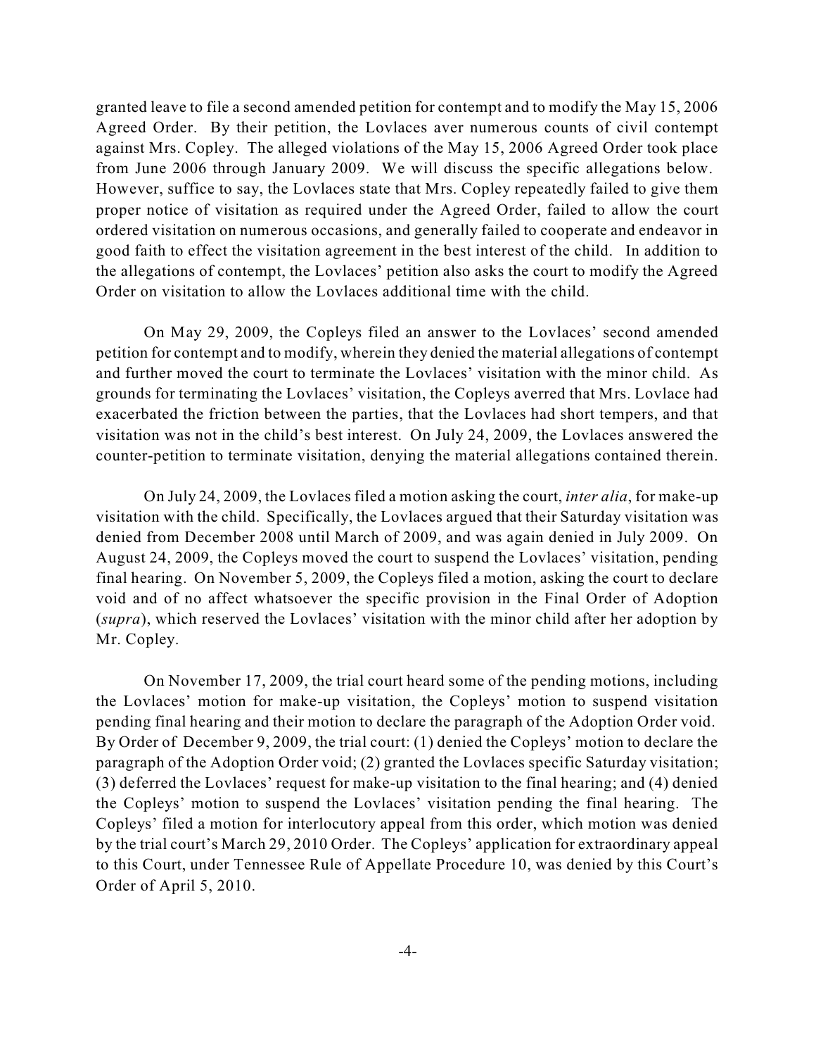granted leave to file a second amended petition for contempt and to modify the May 15, 2006 Agreed Order. By their petition, the Lovlaces aver numerous counts of civil contempt against Mrs. Copley. The alleged violations of the May 15, 2006 Agreed Order took place from June 2006 through January 2009. We will discuss the specific allegations below. However, suffice to say, the Lovlaces state that Mrs. Copley repeatedly failed to give them proper notice of visitation as required under the Agreed Order, failed to allow the court ordered visitation on numerous occasions, and generally failed to cooperate and endeavor in good faith to effect the visitation agreement in the best interest of the child. In addition to the allegations of contempt, the Lovlaces' petition also asks the court to modify the Agreed Order on visitation to allow the Lovlaces additional time with the child.

On May 29, 2009, the Copleys filed an answer to the Lovlaces' second amended petition for contempt and to modify, wherein they denied the material allegations of contempt and further moved the court to terminate the Lovlaces' visitation with the minor child. As grounds for terminating the Lovlaces' visitation, the Copleys averred that Mrs. Lovlace had exacerbated the friction between the parties, that the Lovlaces had short tempers, and that visitation was not in the child's best interest. On July 24, 2009, the Lovlaces answered the counter-petition to terminate visitation, denying the material allegations contained therein.

On July 24, 2009, the Lovlaces filed a motion asking the court, *inter alia*, for make-up visitation with the child. Specifically, the Lovlaces argued that their Saturday visitation was denied from December 2008 until March of 2009, and was again denied in July 2009. On August 24, 2009, the Copleys moved the court to suspend the Lovlaces' visitation, pending final hearing. On November 5, 2009, the Copleys filed a motion, asking the court to declare void and of no affect whatsoever the specific provision in the Final Order of Adoption (*supra*), which reserved the Lovlaces' visitation with the minor child after her adoption by Mr. Copley.

On November 17, 2009, the trial court heard some of the pending motions, including the Lovlaces' motion for make-up visitation, the Copleys' motion to suspend visitation pending final hearing and their motion to declare the paragraph of the Adoption Order void. By Order of December 9, 2009, the trial court: (1) denied the Copleys' motion to declare the paragraph of the Adoption Order void; (2) granted the Lovlaces specific Saturday visitation; (3) deferred the Lovlaces' request for make-up visitation to the final hearing; and (4) denied the Copleys' motion to suspend the Lovlaces' visitation pending the final hearing. The Copleys' filed a motion for interlocutory appeal from this order, which motion was denied by the trial court's March 29, 2010 Order. The Copleys' application for extraordinary appeal to this Court, under Tennessee Rule of Appellate Procedure 10, was denied by this Court's Order of April 5, 2010.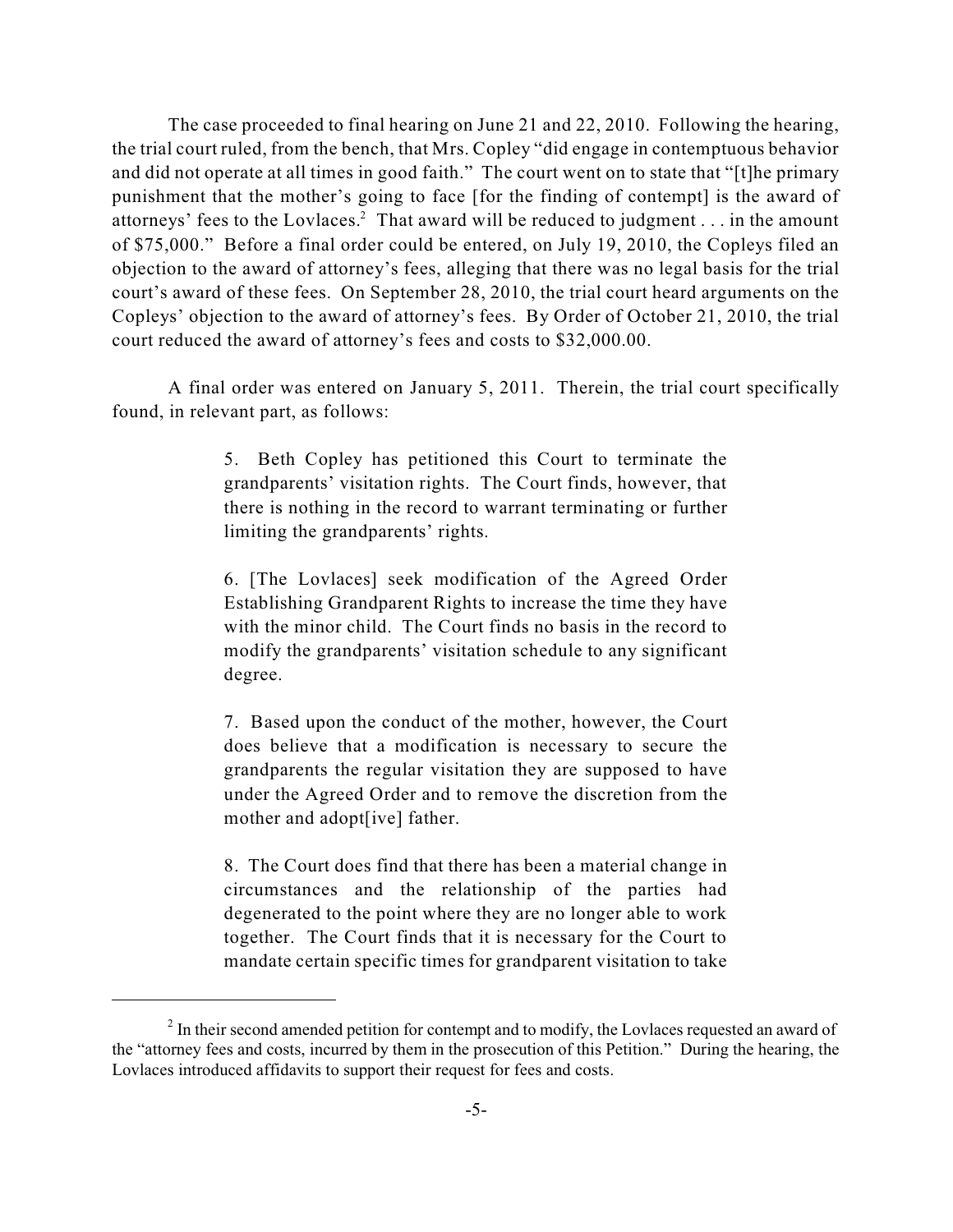The case proceeded to final hearing on June 21 and 22, 2010. Following the hearing, the trial court ruled, from the bench, that Mrs. Copley "did engage in contemptuous behavior and did not operate at all times in good faith." The court went on to state that "[t]he primary punishment that the mother's going to face [for the finding of contempt] is the award of attorneys' fees to the Lovlaces.[2] That award will be reduced to judgment . . . in the amount of $75,000." Before a final order could be entered, on July 19, 2010, the Copleys filed an objection to the award of attorney's fees, alleging that there was no legal basis for the trial court's award of these fees. On September 28, 2010, the trial court heard arguments on the Copleys' objection to the award of attorney's fees. By Order of October 21, 2010, the trial court reduced the award of attorney's fees and costs to $32,000.00.

A final order was entered on January 5, 2011. Therein, the trial court specifically found, in relevant part, as follows:

> 5. Beth Copley has petitioned this Court to terminate the grandparents' visitation rights. The Court finds, however, that there is nothing in the record to warrant terminating or further limiting the grandparents' rights.
>
> 6. [The Lovlaces] seek modification of the Agreed Order Establishing Grandparent Rights to increase the time they have with the minor child. The Court finds no basis in the record to modify the grandparents' visitation schedule to any significant degree.
>
> 7. Based upon the conduct of the mother, however, the Court does believe that a modification is necessary to secure the grandparents the regular visitation they are supposed to have under the Agreed Order and to remove the discretion from the mother and adopt[ive] father.
>
> 8. The Court does find that there has been a material change in circumstances and the relationship of the parties had degenerated to the point where they are no longer able to work together. The Court finds that it is necessary for the Court to mandate certain specific times for grandparent visitation to take

[2] In their second amended petition for contempt and to modify, the Lovlaces requested an award of the "attorney fees and costs, incurred by them in the prosecution of this Petition." During the hearing, the Lovlaces introduced affidavits to support their request for fees and costs.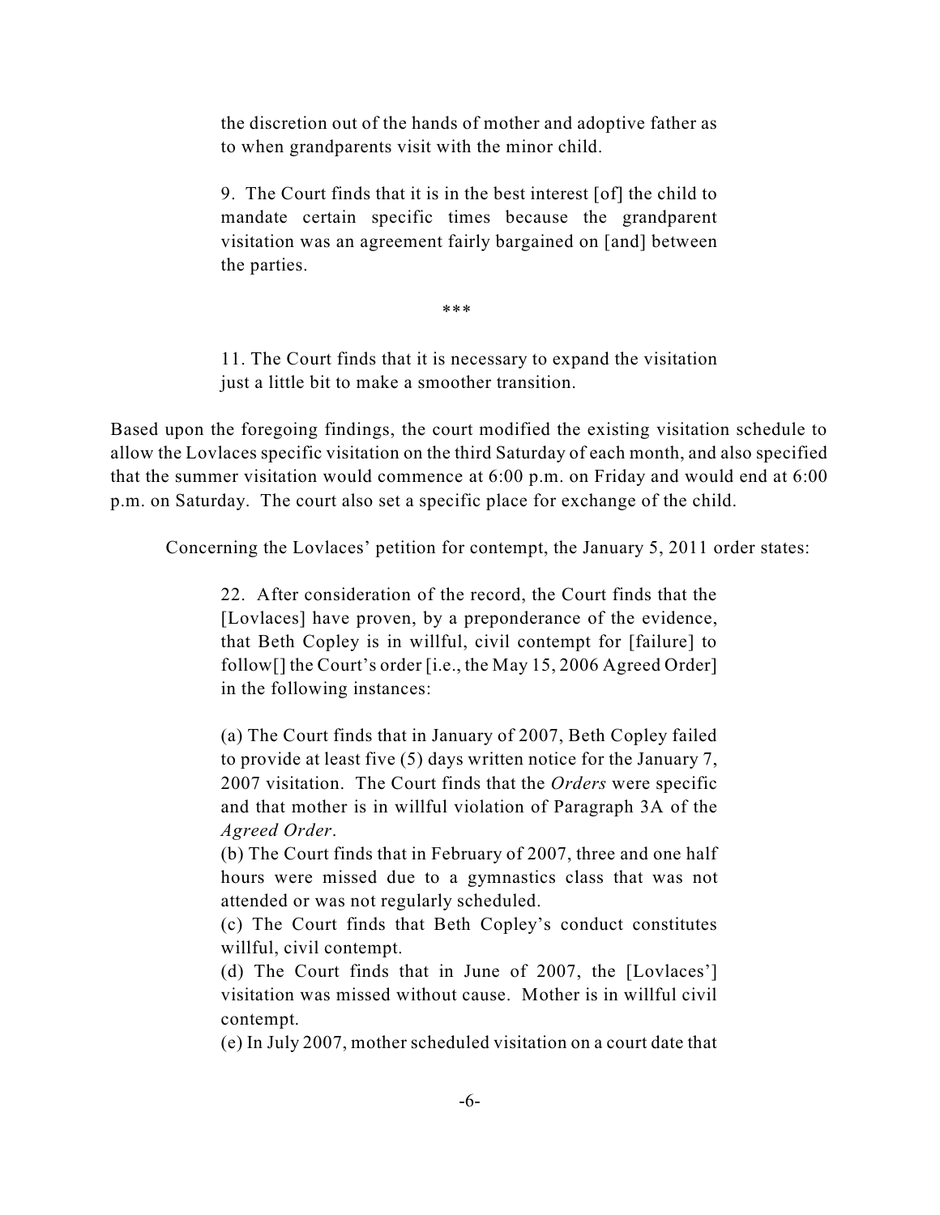the discretion out of the hands of mother and adoptive father as to when grandparents visit with the minor child.

> 9. The Court finds that it is in the best interest [of] the child to mandate certain specific times because the grandparent visitation was an agreement fairly bargained on [and] between the parties.
>
> \*\*\*
>
> 11. The Court finds that it is necessary to expand the visitation just a little bit to make a smoother transition.

Based upon the foregoing findings, the court modified the existing visitation schedule to allow the Lovlaces specific visitation on the third Saturday of each month, and also specified that the summer visitation would commence at 6:00 p.m. on Friday and would end at 6:00 p.m. on Saturday. The court also set a specific place for exchange of the child.

Concerning the Lovlaces' petition for contempt, the January 5, 2011 order states:

> 22. After consideration of the record, the Court finds that the [Lovlaces] have proven, by a preponderance of the evidence, that Beth Copley is in willful, civil contempt for [failure] to follow[] the Court's order [i.e., the May 15, 2006 Agreed Order] in the following instances:
>
> (a) The Court finds that in January of 2007, Beth Copley failed to provide at least five (5) days written notice for the January 7, 2007 visitation. The Court finds that the *Orders* were specific and that mother is in willful violation of Paragraph 3A of the *Agreed Order*.
> (b) The Court finds that in February of 2007, three and one half hours were missed due to a gymnastics class that was not attended or was not regularly scheduled.
> (c) The Court finds that Beth Copley's conduct constitutes willful, civil contempt.
> (d) The Court finds that in June of 2007, the [Lovlaces'] visitation was missed without cause. Mother is in willful civil contempt.
> (e) In July 2007, mother scheduled visitation on a court date that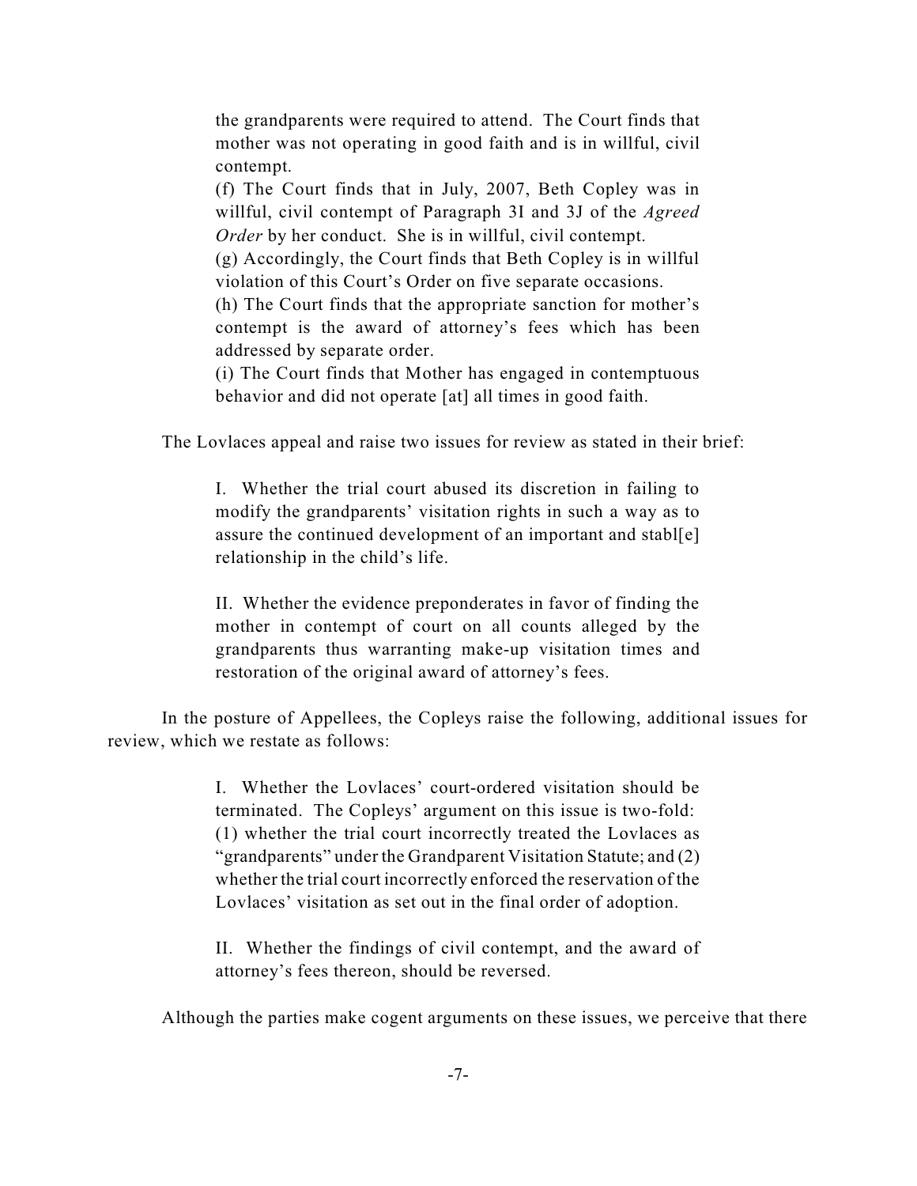the grandparents were required to attend. The Court finds that mother was not operating in good faith and is in willful, civil contempt.

(f) The Court finds that in July, 2007, Beth Copley was in willful, civil contempt of Paragraph 3I and 3J of the *Agreed Order* by her conduct. She is in willful, civil contempt.

(g) Accordingly, the Court finds that Beth Copley is in willful violation of this Court's Order on five separate occasions.

(h) The Court finds that the appropriate sanction for mother's contempt is the award of attorney's fees which has been addressed by separate order.

(i) The Court finds that Mother has engaged in contemptuous behavior and did not operate [at] all times in good faith.

The Lovlaces appeal and raise two issues for review as stated in their brief:

> I. Whether the trial court abused its discretion in failing to modify the grandparents' visitation rights in such a way as to assure the continued development of an important and stabl[e] relationship in the child's life.
>
> II. Whether the evidence preponderates in favor of finding the mother in contempt of court on all counts alleged by the grandparents thus warranting make-up visitation times and restoration of the original award of attorney's fees.

In the posture of Appellees, the Copleys raise the following, additional issues for review, which we restate as follows:

> I. Whether the Lovlaces' court-ordered visitation should be terminated. The Copleys' argument on this issue is two-fold: (1) whether the trial court incorrectly treated the Lovlaces as "grandparents" under the Grandparent Visitation Statute; and (2) whether the trial court incorrectly enforced the reservation of the Lovlaces' visitation as set out in the final order of adoption.
>
> II. Whether the findings of civil contempt, and the award of attorney's fees thereon, should be reversed.

Although the parties make cogent arguments on these issues, we perceive that there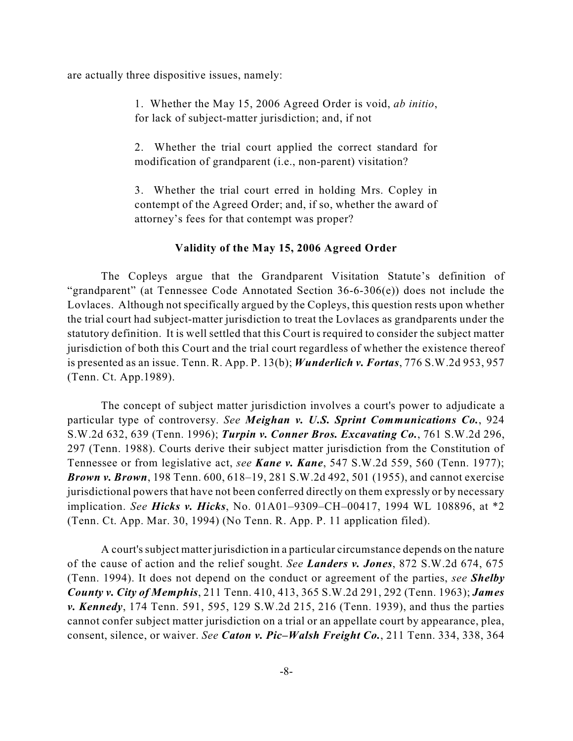are actually three dispositive issues, namely:

> 1. Whether the May 15, 2006 Agreed Order is void, *ab initio*, for lack of subject-matter jurisdiction; and, if not
>
> 2. Whether the trial court applied the correct standard for modification of grandparent (i.e., non-parent) visitation?
>
> 3. Whether the trial court erred in holding Mrs. Copley in contempt of the Agreed Order; and, if so, whether the award of attorney's fees for that contempt was proper?

**Validity of the May 15, 2006 Agreed Order**

The Copleys argue that the Grandparent Visitation Statute's definition of "grandparent" (at Tennessee Code Annotated Section 36-6-306(e)) does not include the Lovlaces. Although not specifically argued by the Copleys, this question rests upon whether the trial court had subject-matter jurisdiction to treat the Lovlaces as grandparents under the statutory definition. It is well settled that this Court is required to consider the subject matter jurisdiction of both this Court and the trial court regardless of whether the existence thereof is presented as an issue. Tenn. R. App. P. 13(b); ***Wunderlich v. Fortas***, 776 S.W.2d 953, 957 (Tenn. Ct. App.1989).

The concept of subject matter jurisdiction involves a court's power to adjudicate a particular type of controversy. *See* ***Meighan v. U.S. Sprint Communications Co.***, 924 S.W.2d 632, 639 (Tenn. 1996); ***Turpin v. Conner Bros. Excavating Co.***, 761 S.W.2d 296, 297 (Tenn. 1988). Courts derive their subject matter jurisdiction from the Constitution of Tennessee or from legislative act, *see* ***Kane v. Kane***, 547 S.W.2d 559, 560 (Tenn. 1977); ***Brown v. Brown***, 198 Tenn. 600, 618–19, 281 S.W.2d 492, 501 (1955), and cannot exercise jurisdictional powers that have not been conferred directly on them expressly or by necessary implication. *See* ***Hicks v. Hicks***, No. 01A01–9309–CH–00417, 1994 WL 108896, at *2 (Tenn. Ct. App. Mar. 30, 1994) (No Tenn. R. App. P. 11 application filed).

A court's subject matter jurisdiction in a particular circumstance depends on the nature of the cause of action and the relief sought. *See* ***Landers v. Jones***, 872 S.W.2d 674, 675 (Tenn. 1994). It does not depend on the conduct or agreement of the parties, *see* ***Shelby County v. City of Memphis***, 211 Tenn. 410, 413, 365 S.W.2d 291, 292 (Tenn. 1963); ***James v. Kennedy***, 174 Tenn. 591, 595, 129 S.W.2d 215, 216 (Tenn. 1939), and thus the parties cannot confer subject matter jurisdiction on a trial or an appellate court by appearance, plea, consent, silence, or waiver. *See* ***Caton v. Pic–Walsh Freight Co.***, 211 Tenn. 334, 338, 364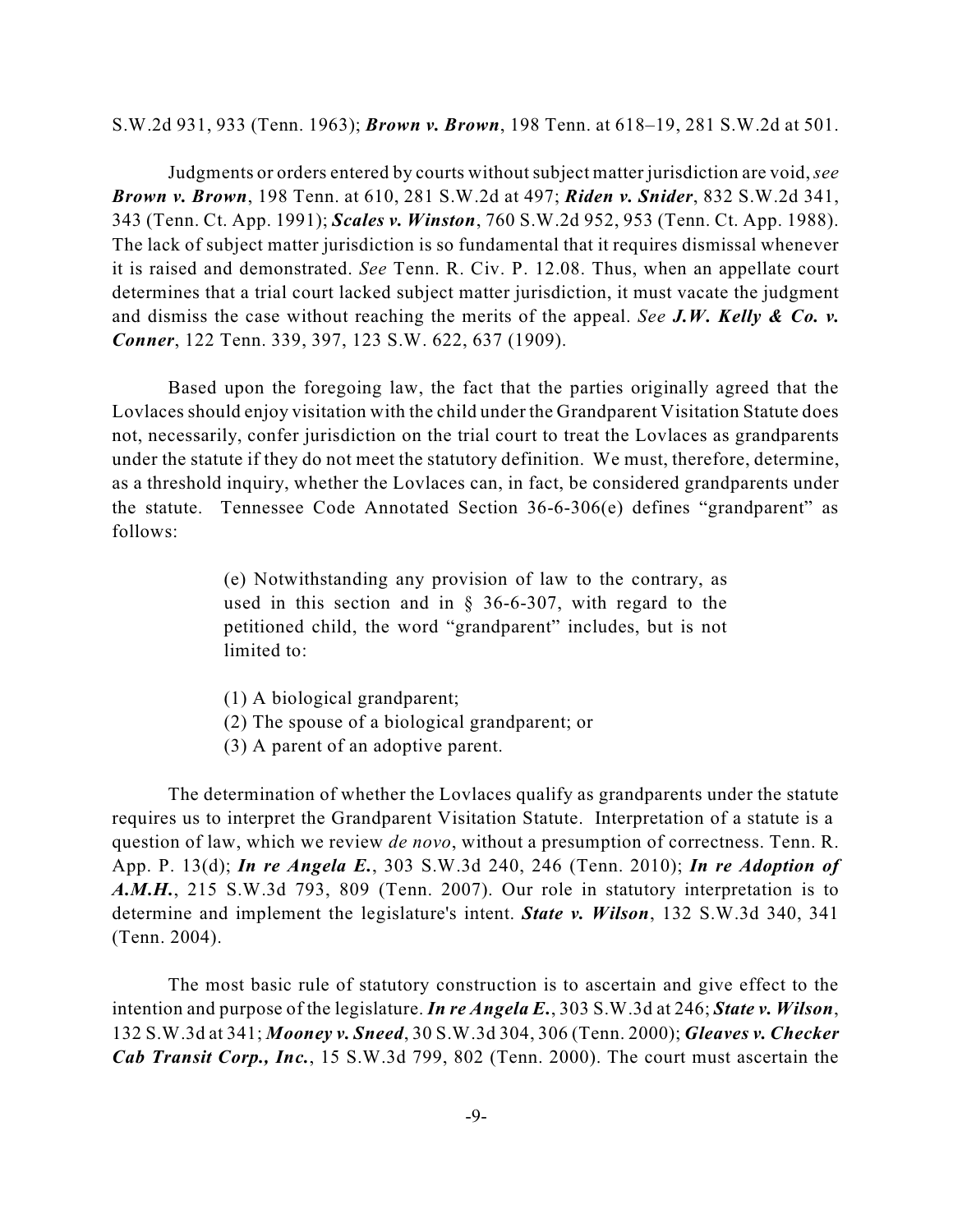S.W.2d 931, 933 (Tenn. 1963); ***Brown v. Brown***, 198 Tenn. at 618–19, 281 S.W.2d at 501.

Judgments or orders entered by courts without subject matter jurisdiction are void, *see* ***Brown v. Brown***, 198 Tenn. at 610, 281 S.W.2d at 497; ***Riden v. Snider***, 832 S.W.2d 341, 343 (Tenn. Ct. App. 1991); ***Scales v. Winston***, 760 S.W.2d 952, 953 (Tenn. Ct. App. 1988). The lack of subject matter jurisdiction is so fundamental that it requires dismissal whenever it is raised and demonstrated. *See* Tenn. R. Civ. P. 12.08. Thus, when an appellate court determines that a trial court lacked subject matter jurisdiction, it must vacate the judgment and dismiss the case without reaching the merits of the appeal. *See* ***J.W. Kelly & Co. v. Conner***, 122 Tenn. 339, 397, 123 S.W. 622, 637 (1909).

Based upon the foregoing law, the fact that the parties originally agreed that the Lovlaces should enjoy visitation with the child under the Grandparent Visitation Statute does not, necessarily, confer jurisdiction on the trial court to treat the Lovlaces as grandparents under the statute if they do not meet the statutory definition. We must, therefore, determine, as a threshold inquiry, whether the Lovlaces can, in fact, be considered grandparents under the statute. Tennessee Code Annotated Section 36-6-306(e) defines "grandparent" as follows:

> (e) Notwithstanding any provision of law to the contrary, as used in this section and in § 36-6-307, with regard to the petitioned child, the word "grandparent" includes, but is not limited to:
>
> (1) A biological grandparent;
> (2) The spouse of a biological grandparent; or
> (3) A parent of an adoptive parent.

The determination of whether the Lovlaces qualify as grandparents under the statute requires us to interpret the Grandparent Visitation Statute. Interpretation of a statute is a question of law, which we review *de novo*, without a presumption of correctness. Tenn. R. App. P. 13(d); ***In re Angela E.***, 303 S.W.3d 240, 246 (Tenn. 2010); ***In re Adoption of A.M.H.***, 215 S.W.3d 793, 809 (Tenn. 2007). Our role in statutory interpretation is to determine and implement the legislature's intent. ***State v. Wilson***, 132 S.W.3d 340, 341 (Tenn. 2004).

The most basic rule of statutory construction is to ascertain and give effect to the intention and purpose of the legislature. ***In re Angela E.***, 303 S.W.3d at 246; ***State v. Wilson***, 132 S.W.3d at 341; ***Mooney v. Sneed***, 30 S.W.3d 304, 306 (Tenn. 2000); ***Gleaves v. Checker Cab Transit Corp., Inc.***, 15 S.W.3d 799, 802 (Tenn. 2000). The court must ascertain the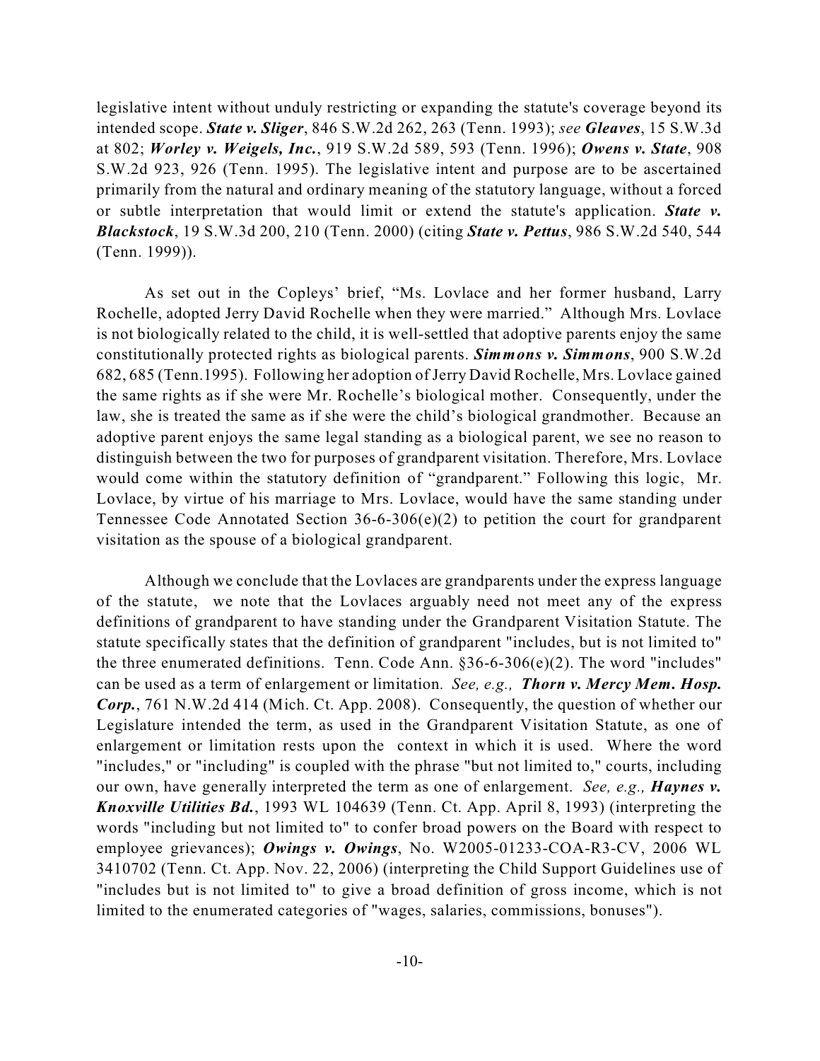legislative intent without unduly restricting or expanding the statute's coverage beyond its intended scope. ***State v. Sliger***, 846 S.W.2d 262, 263 (Tenn. 1993); *see* ***Gleaves***, 15 S.W.3d at 802; ***Worley v. Weigels, Inc.***, 919 S.W.2d 589, 593 (Tenn. 1996); ***Owens v. State***, 908 S.W.2d 923, 926 (Tenn. 1995). The legislative intent and purpose are to be ascertained primarily from the natural and ordinary meaning of the statutory language, without a forced or subtle interpretation that would limit or extend the statute's application. ***State v. Blackstock***, 19 S.W.3d 200, 210 (Tenn. 2000) (citing ***State v. Pettus***, 986 S.W.2d 540, 544 (Tenn. 1999)).

As set out in the Copleys' brief, "Ms. Lovlace and her former husband, Larry Rochelle, adopted Jerry David Rochelle when they were married." Although Mrs. Lovlace is not biologically related to the child, it is well-settled that adoptive parents enjoy the same constitutionally protected rights as biological parents. ***Simmons v. Simmons***, 900 S.W.2d 682, 685 (Tenn.1995). Following her adoption of Jerry David Rochelle, Mrs. Lovlace gained the same rights as if she were Mr. Rochelle's biological mother. Consequently, under the law, she is treated the same as if she were the child's biological grandmother. Because an adoptive parent enjoys the same legal standing as a biological parent, we see no reason to distinguish between the two for purposes of grandparent visitation. Therefore, Mrs. Lovlace would come within the statutory definition of "grandparent." Following this logic, Mr. Lovlace, by virtue of his marriage to Mrs. Lovlace, would have the same standing under Tennessee Code Annotated Section 36-6-306(e)(2) to petition the court for grandparent visitation as the spouse of a biological grandparent.

Although we conclude that the Lovlaces are grandparents under the express language of the statute, we note that the Lovlaces arguably need not meet any of the express definitions of grandparent to have standing under the Grandparent Visitation Statute. The statute specifically states that the definition of grandparent "includes, but is not limited to" the three enumerated definitions. Tenn. Code Ann. §36-6-306(e)(2). The word "includes" can be used as a term of enlargement or limitation. *See, e.g.,* ***Thorn v. Mercy Mem. Hosp. Corp.***, 761 N.W.2d 414 (Mich. Ct. App. 2008). Consequently, the question of whether our Legislature intended the term, as used in the Grandparent Visitation Statute, as one of enlargement or limitation rests upon the context in which it is used. Where the word "includes," or "including" is coupled with the phrase "but not limited to," courts, including our own, have generally interpreted the term as one of enlargement. *See, e.g.,* ***Haynes v. Knoxville Utilities Bd.***, 1993 WL 104639 (Tenn. Ct. App. April 8, 1993) (interpreting the words "including but not limited to" to confer broad powers on the Board with respect to employee grievances); ***Owings v. Owings***, No. W2005-01233-COA-R3-CV, 2006 WL 3410702 (Tenn. Ct. App. Nov. 22, 2006) (interpreting the Child Support Guidelines use of "includes but is not limited to" to give a broad definition of gross income, which is not limited to the enumerated categories of "wages, salaries, commissions, bonuses").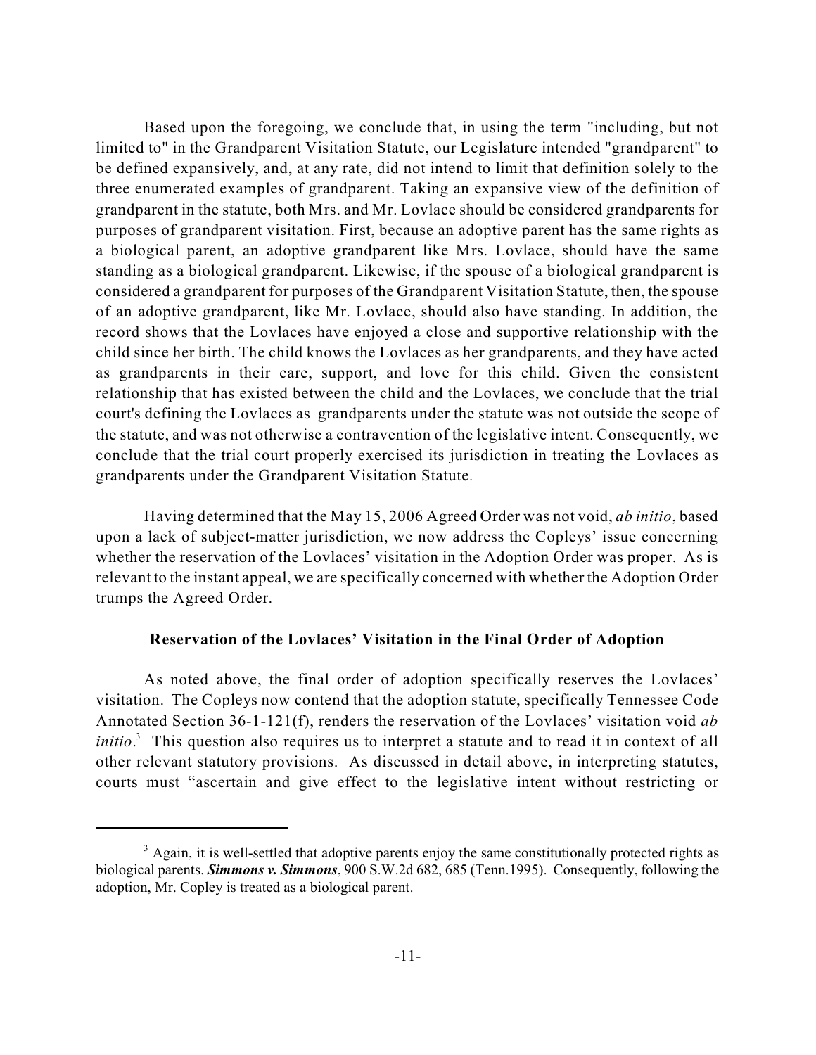Based upon the foregoing, we conclude that, in using the term "including, but not limited to" in the Grandparent Visitation Statute, our Legislature intended "grandparent" to be defined expansively, and, at any rate, did not intend to limit that definition solely to the three enumerated examples of grandparent. Taking an expansive view of the definition of grandparent in the statute, both Mrs. and Mr. Lovlace should be considered grandparents for purposes of grandparent visitation. First, because an adoptive parent has the same rights as a biological parent, an adoptive grandparent like Mrs. Lovlace, should have the same standing as a biological grandparent. Likewise, if the spouse of a biological grandparent is considered a grandparent for purposes of the Grandparent Visitation Statute, then, the spouse of an adoptive grandparent, like Mr. Lovlace, should also have standing. In addition, the record shows that the Lovlaces have enjoyed a close and supportive relationship with the child since her birth. The child knows the Lovlaces as her grandparents, and they have acted as grandparents in their care, support, and love for this child. Given the consistent relationship that has existed between the child and the Lovlaces, we conclude that the trial court's defining the Lovlaces as grandparents under the statute was not outside the scope of the statute, and was not otherwise a contravention of the legislative intent. Consequently, we conclude that the trial court properly exercised its jurisdiction in treating the Lovlaces as grandparents under the Grandparent Visitation Statute.

Having determined that the May 15, 2006 Agreed Order was not void, *ab initio*, based upon a lack of subject-matter jurisdiction, we now address the Copleys' issue concerning whether the reservation of the Lovlaces' visitation in the Adoption Order was proper. As is relevant to the instant appeal, we are specifically concerned with whether the Adoption Order trumps the Agreed Order.

**Reservation of the Lovlaces' Visitation in the Final Order of Adoption**

As noted above, the final order of adoption specifically reserves the Lovlaces' visitation. The Copleys now contend that the adoption statute, specifically Tennessee Code Annotated Section 36-1-121(f), renders the reservation of the Lovlaces' visitation void *ab initio*.[3] This question also requires us to interpret a statute and to read it in context of all other relevant statutory provisions. As discussed in detail above, in interpreting statutes, courts must "ascertain and give effect to the legislative intent without restricting or

[3] Again, it is well-settled that adoptive parents enjoy the same constitutionally protected rights as biological parents. ***Simmons v. Simmons***, 900 S.W.2d 682, 685 (Tenn.1995). Consequently, following the adoption, Mr. Copley is treated as a biological parent.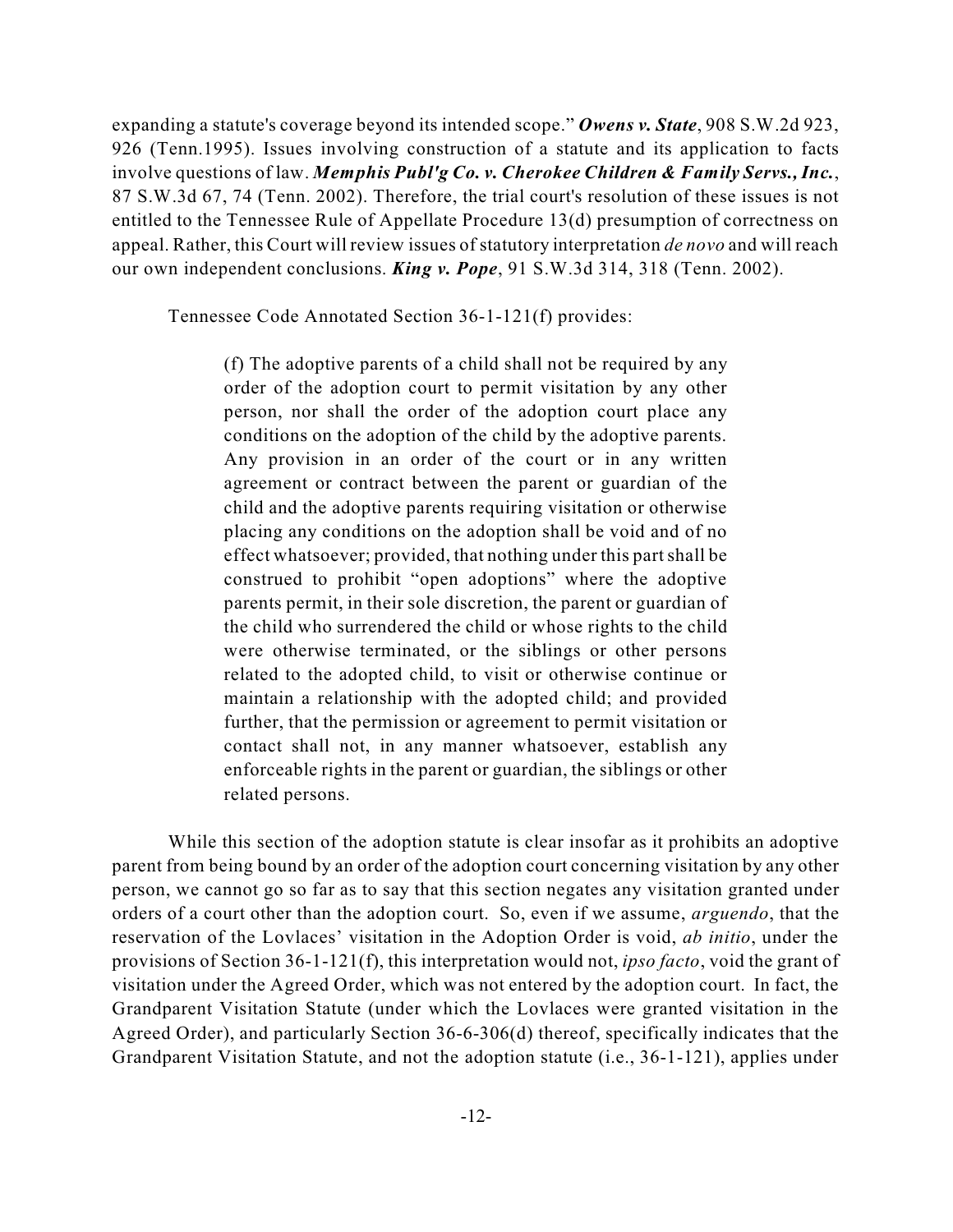expanding a statute's coverage beyond its intended scope." ***Owens v. State***, 908 S.W.2d 923, 926 (Tenn.1995). Issues involving construction of a statute and its application to facts involve questions of law. ***Memphis Publ'g Co. v. Cherokee Children & Family Servs., Inc.***, 87 S.W.3d 67, 74 (Tenn. 2002). Therefore, the trial court's resolution of these issues is not entitled to the Tennessee Rule of Appellate Procedure 13(d) presumption of correctness on appeal. Rather, this Court will review issues of statutory interpretation *de novo* and will reach our own independent conclusions. ***King v. Pope***, 91 S.W.3d 314, 318 (Tenn. 2002).

Tennessee Code Annotated Section 36-1-121(f) provides:

> (f) The adoptive parents of a child shall not be required by any order of the adoption court to permit visitation by any other person, nor shall the order of the adoption court place any conditions on the adoption of the child by the adoptive parents. Any provision in an order of the court or in any written agreement or contract between the parent or guardian of the child and the adoptive parents requiring visitation or otherwise placing any conditions on the adoption shall be void and of no effect whatsoever; provided, that nothing under this part shall be construed to prohibit "open adoptions" where the adoptive parents permit, in their sole discretion, the parent or guardian of the child who surrendered the child or whose rights to the child were otherwise terminated, or the siblings or other persons related to the adopted child, to visit or otherwise continue or maintain a relationship with the adopted child; and provided further, that the permission or agreement to permit visitation or contact shall not, in any manner whatsoever, establish any enforceable rights in the parent or guardian, the siblings or other related persons.

While this section of the adoption statute is clear insofar as it prohibits an adoptive parent from being bound by an order of the adoption court concerning visitation by any other person, we cannot go so far as to say that this section negates any visitation granted under orders of a court other than the adoption court. So, even if we assume, *arguendo*, that the reservation of the Lovlaces' visitation in the Adoption Order is void, *ab initio*, under the provisions of Section 36-1-121(f), this interpretation would not, *ipso facto*, void the grant of visitation under the Agreed Order, which was not entered by the adoption court. In fact, the Grandparent Visitation Statute (under which the Lovlaces were granted visitation in the Agreed Order), and particularly Section 36-6-306(d) thereof, specifically indicates that the Grandparent Visitation Statute, and not the adoption statute (i.e., 36-1-121), applies under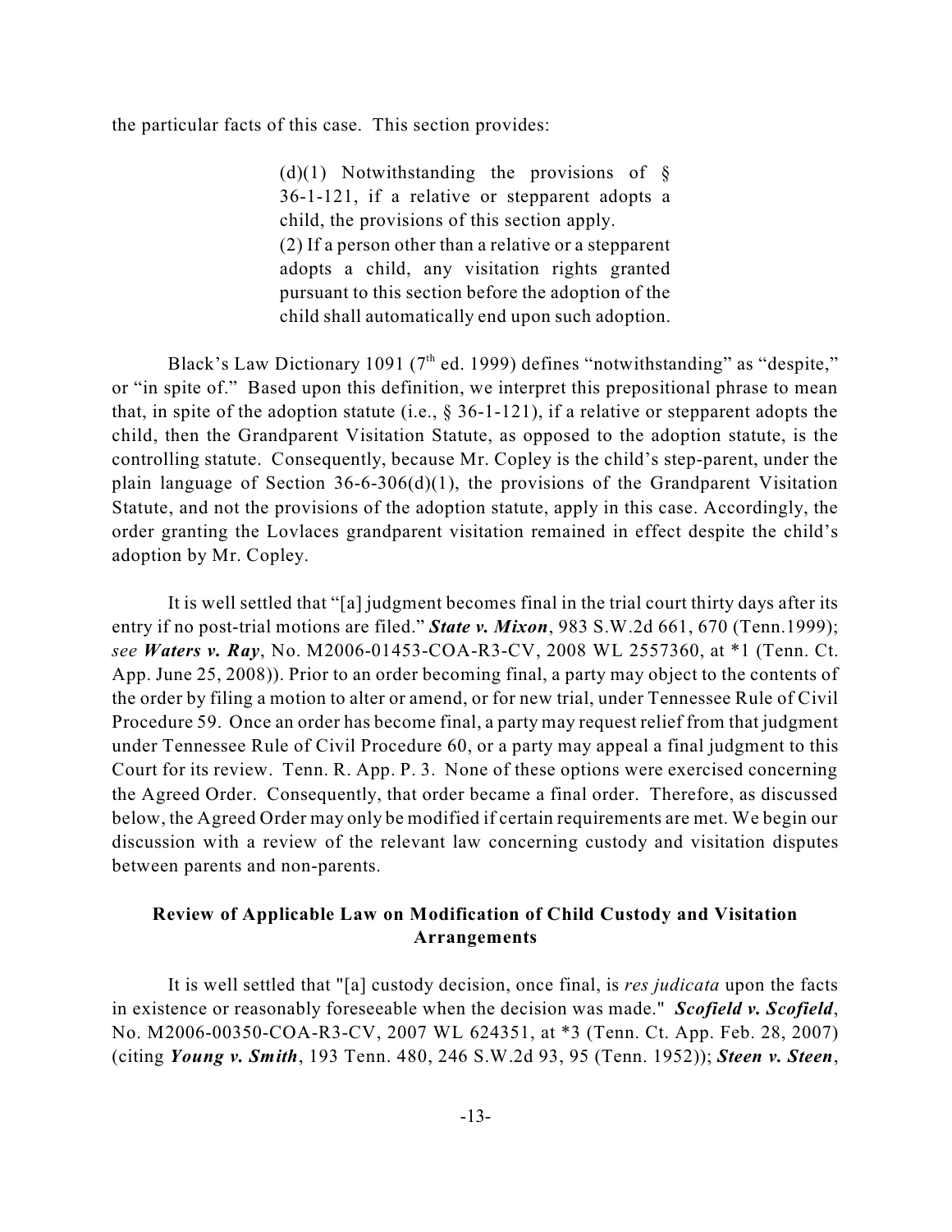the particular facts of this case. This section provides:

> (d)(1) Notwithstanding the provisions of § 36-1-121, if a relative or stepparent adopts a child, the provisions of this section apply.
> (2) If a person other than a relative or a stepparent adopts a child, any visitation rights granted pursuant to this section before the adoption of the child shall automatically end upon such adoption.

Black's Law Dictionary 1091 (7th ed. 1999) defines "notwithstanding" as "despite," or "in spite of." Based upon this definition, we interpret this prepositional phrase to mean that, in spite of the adoption statute (i.e., § 36-1-121), if a relative or stepparent adopts the child, then the Grandparent Visitation Statute, as opposed to the adoption statute, is the controlling statute. Consequently, because Mr. Copley is the child's step-parent, under the plain language of Section 36-6-306(d)(1), the provisions of the Grandparent Visitation Statute, and not the provisions of the adoption statute, apply in this case. Accordingly, the order granting the Lovlaces grandparent visitation remained in effect despite the child's adoption by Mr. Copley.

It is well settled that "[a] judgment becomes final in the trial court thirty days after its entry if no post-trial motions are filed." ***State v. Mixon***, 983 S.W.2d 661, 670 (Tenn.1999); *see* ***Waters v. Ray***, No. M2006-01453-COA-R3-CV, 2008 WL 2557360, at *1 (Tenn. Ct. App. June 25, 2008)). Prior to an order becoming final, a party may object to the contents of the order by filing a motion to alter or amend, or for new trial, under Tennessee Rule of Civil Procedure 59. Once an order has become final, a party may request relief from that judgment under Tennessee Rule of Civil Procedure 60, or a party may appeal a final judgment to this Court for its review. Tenn. R. App. P. 3. None of these options were exercised concerning the Agreed Order. Consequently, that order became a final order. Therefore, as discussed below, the Agreed Order may only be modified if certain requirements are met. We begin our discussion with a review of the relevant law concerning custody and visitation disputes between parents and non-parents.

### Review of Applicable Law on Modification of Child Custody and Visitation Arrangements

It is well settled that "[a] custody decision, once final, is *res judicata* upon the facts in existence or reasonably foreseeable when the decision was made." ***Scofield v. Scofield***, No. M2006-00350-COA-R3-CV, 2007 WL 624351, at *3 (Tenn. Ct. App. Feb. 28, 2007) (citing ***Young v. Smith***, 193 Tenn. 480, 246 S.W.2d 93, 95 (Tenn. 1952)); ***Steen v. Steen***,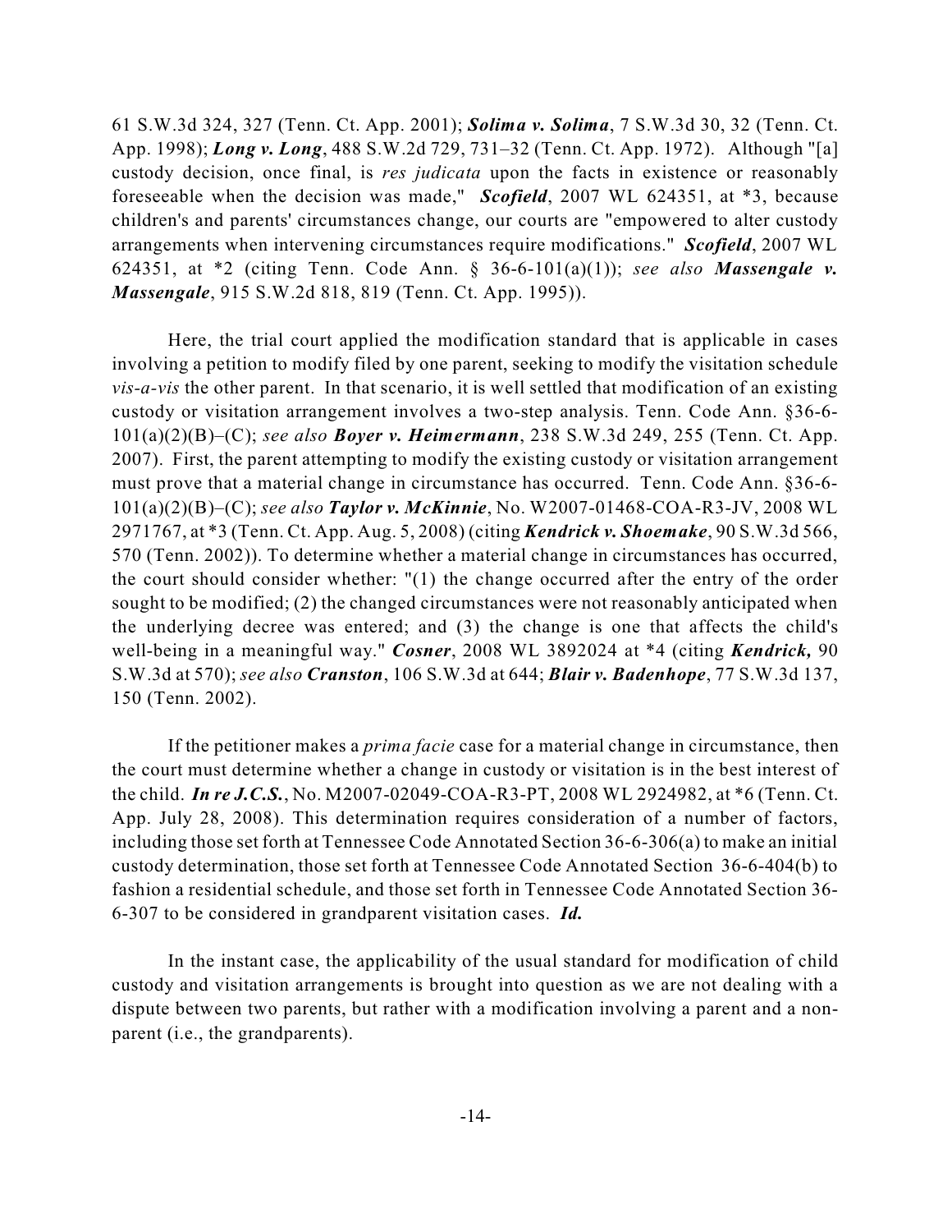61 S.W.3d 324, 327 (Tenn. Ct. App. 2001); ***Solima v. Solima***, 7 S.W.3d 30, 32 (Tenn. Ct. App. 1998); ***Long v. Long***, 488 S.W.2d 729, 731–32 (Tenn. Ct. App. 1972). Although "[a] custody decision, once final, is *res judicata* upon the facts in existence or reasonably foreseeable when the decision was made," ***Scofield***, 2007 WL 624351, at *3, because children's and parents' circumstances change, our courts are "empowered to alter custody arrangements when intervening circumstances require modifications." ***Scofield***, 2007 WL 624351, at *2 (citing Tenn. Code Ann. § 36-6-101(a)(1)); *see also* ***Massengale v. Massengale***, 915 S.W.2d 818, 819 (Tenn. Ct. App. 1995)).

Here, the trial court applied the modification standard that is applicable in cases involving a petition to modify filed by one parent, seeking to modify the visitation schedule *vis-a-vis* the other parent. In that scenario, it is well settled that modification of an existing custody or visitation arrangement involves a two-step analysis. Tenn. Code Ann. §36-6-101(a)(2)(B)–(C); *see also* ***Boyer v. Heimermann***, 238 S.W.3d 249, 255 (Tenn. Ct. App. 2007). First, the parent attempting to modify the existing custody or visitation arrangement must prove that a material change in circumstance has occurred. Tenn. Code Ann. §36-6-101(a)(2)(B)–(C); *see also* ***Taylor v. McKinnie***, No. W2007-01468-COA-R3-JV, 2008 WL 2971767, at *3 (Tenn. Ct. App. Aug. 5, 2008) (citing ***Kendrick v. Shoemake***, 90 S.W.3d 566, 570 (Tenn. 2002)). To determine whether a material change in circumstances has occurred, the court should consider whether: "(1) the change occurred after the entry of the order sought to be modified; (2) the changed circumstances were not reasonably anticipated when the underlying decree was entered; and (3) the change is one that affects the child's well-being in a meaningful way." ***Cosner***, 2008 WL 3892024 at *4 (citing ***Kendrick,*** 90 S.W.3d at 570); *see also* ***Cranston***, 106 S.W.3d at 644; ***Blair v. Badenhope***, 77 S.W.3d 137, 150 (Tenn. 2002).

If the petitioner makes a *prima facie* case for a material change in circumstance, then the court must determine whether a change in custody or visitation is in the best interest of the child. ***In re J.C.S.***, No. M2007-02049-COA-R3-PT, 2008 WL 2924982, at *6 (Tenn. Ct. App. July 28, 2008). This determination requires consideration of a number of factors, including those set forth at Tennessee Code Annotated Section 36-6-306(a) to make an initial custody determination, those set forth at Tennessee Code Annotated Section 36-6-404(b) to fashion a residential schedule, and those set forth in Tennessee Code Annotated Section 36-6-307 to be considered in grandparent visitation cases. ***Id.***

In the instant case, the applicability of the usual standard for modification of child custody and visitation arrangements is brought into question as we are not dealing with a dispute between two parents, but rather with a modification involving a parent and a non-parent (i.e., the grandparents).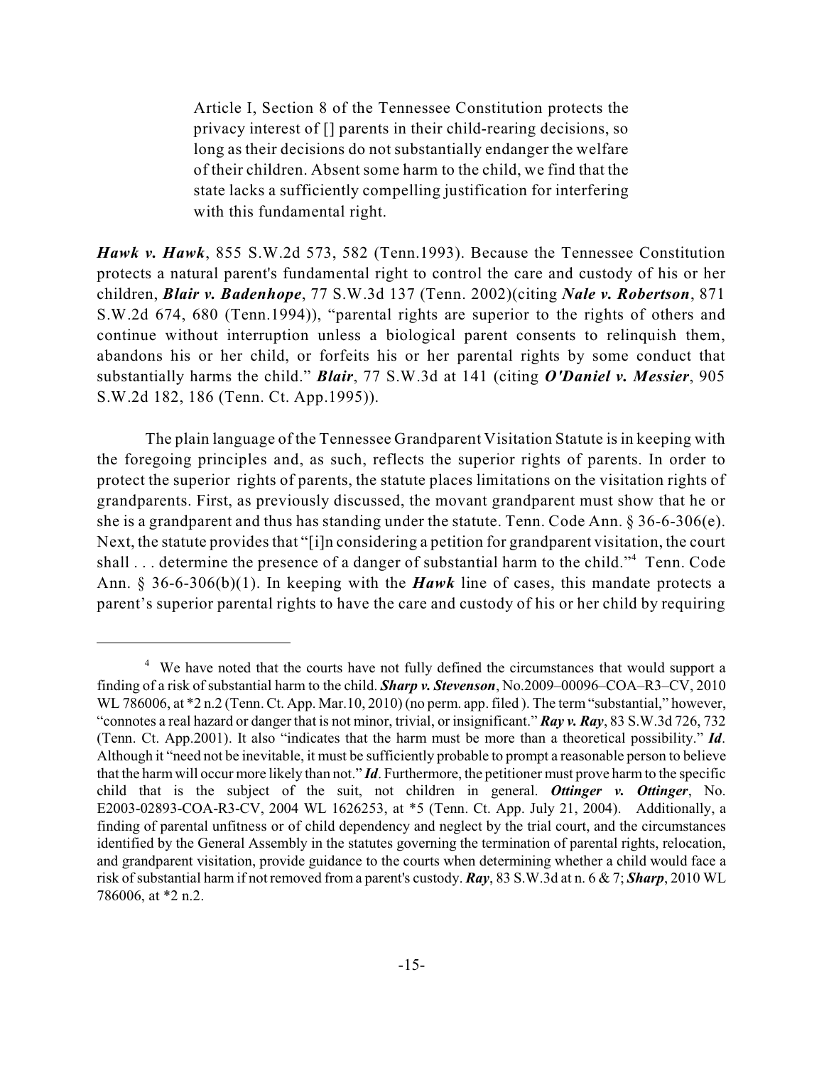> Article I, Section 8 of the Tennessee Constitution protects the privacy interest of [] parents in their child-rearing decisions, so long as their decisions do not substantially endanger the welfare of their children. Absent some harm to the child, we find that the state lacks a sufficiently compelling justification for interfering with this fundamental right.

***Hawk v. Hawk***, 855 S.W.2d 573, 582 (Tenn.1993). Because the Tennessee Constitution protects a natural parent's fundamental right to control the care and custody of his or her children, ***Blair v. Badenhope***, 77 S.W.3d 137 (Tenn. 2002)(citing ***Nale v. Robertson***, 871 S.W.2d 674, 680 (Tenn.1994)), "parental rights are superior to the rights of others and continue without interruption unless a biological parent consents to relinquish them, abandons his or her child, or forfeits his or her parental rights by some conduct that substantially harms the child." ***Blair***, 77 S.W.3d at 141 (citing ***O'Daniel v. Messier***, 905 S.W.2d 182, 186 (Tenn. Ct. App.1995)).

The plain language of the Tennessee Grandparent Visitation Statute is in keeping with the foregoing principles and, as such, reflects the superior rights of parents. In order to protect the superior rights of parents, the statute places limitations on the visitation rights of grandparents. First, as previously discussed, the movant grandparent must show that he or she is a grandparent and thus has standing under the statute. Tenn. Code Ann. § 36-6-306(e). Next, the statute provides that "[i]n considering a petition for grandparent visitation, the court shall . . . determine the presence of a danger of substantial harm to the child."[4] Tenn. Code Ann. § 36-6-306(b)(1). In keeping with the ***Hawk*** line of cases, this mandate protects a parent's superior parental rights to have the care and custody of his or her child by requiring

---

[4] We have noted that the courts have not fully defined the circumstances that would support a finding of a risk of substantial harm to the child. ***Sharp v. Stevenson***, No.2009–00096–COA–R3–CV, 2010 WL 786006, at *2 n.2 (Tenn. Ct. App. Mar.10, 2010) (no perm. app. filed ). The term "substantial," however, "connotes a real hazard or danger that is not minor, trivial, or insignificant." ***Ray v. Ray***, 83 S.W.3d 726, 732 (Tenn. Ct. App.2001). It also "indicates that the harm must be more than a theoretical possibility." ***Id***. Although it "need not be inevitable, it must be sufficiently probable to prompt a reasonable person to believe that the harm will occur more likely than not." ***Id***. Furthermore, the petitioner must prove harm to the specific child that is the subject of the suit, not children in general. ***Ottinger v. Ottinger***, No. E2003-02893-COA-R3-CV, 2004 WL 1626253, at *5 (Tenn. Ct. App. July 21, 2004). Additionally, a finding of parental unfitness or of child dependency and neglect by the trial court, and the circumstances identified by the General Assembly in the statutes governing the termination of parental rights, relocation, and grandparent visitation, provide guidance to the courts when determining whether a child would face a risk of substantial harm if not removed from a parent's custody. ***Ray***, 83 S.W.3d at n. 6 & 7; ***Sharp***, 2010 WL 786006, at *2 n.2.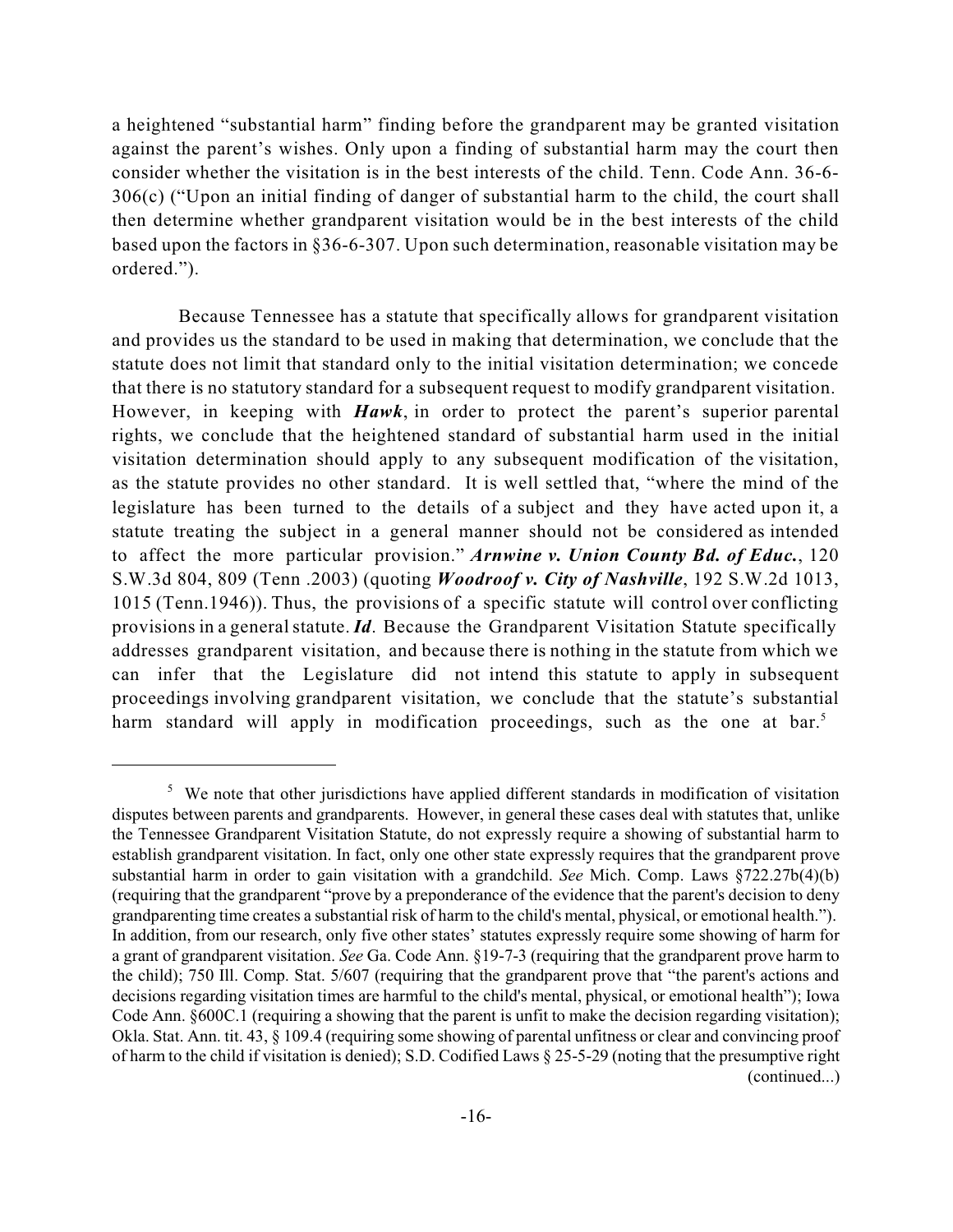a heightened "substantial harm" finding before the grandparent may be granted visitation against the parent's wishes. Only upon a finding of substantial harm may the court then consider whether the visitation is in the best interests of the child. Tenn. Code Ann. 36-6-306(c) ("Upon an initial finding of danger of substantial harm to the child, the court shall then determine whether grandparent visitation would be in the best interests of the child based upon the factors in §36-6-307. Upon such determination, reasonable visitation may be ordered.").

Because Tennessee has a statute that specifically allows for grandparent visitation and provides us the standard to be used in making that determination, we conclude that the statute does not limit that standard only to the initial visitation determination; we concede that there is no statutory standard for a subsequent request to modify grandparent visitation. However, in keeping with ***Hawk***, in order to protect the parent's superior parental rights, we conclude that the heightened standard of substantial harm used in the initial visitation determination should apply to any subsequent modification of the visitation, as the statute provides no other standard. It is well settled that, "where the mind of the legislature has been turned to the details of a subject and they have acted upon it, a statute treating the subject in a general manner should not be considered as intended to affect the more particular provision." ***Arnwine v. Union County Bd. of Educ.***, 120 S.W.3d 804, 809 (Tenn .2003) (quoting ***Woodroof v. City of Nashville***, 192 S.W.2d 1013, 1015 (Tenn.1946)). Thus, the provisions of a specific statute will control over conflicting provisions in a general statute. ***Id***. Because the Grandparent Visitation Statute specifically addresses grandparent visitation, and because there is nothing in the statute from which we can infer that the Legislature did not intend this statute to apply in subsequent proceedings involving grandparent visitation, we conclude that the statute's substantial harm standard will apply in modification proceedings, such as the one at bar.[5]

---

[5] We note that other jurisdictions have applied different standards in modification of visitation disputes between parents and grandparents. However, in general these cases deal with statutes that, unlike the Tennessee Grandparent Visitation Statute, do not expressly require a showing of substantial harm to establish grandparent visitation. In fact, only one other state expressly requires that the grandparent prove substantial harm in order to gain visitation with a grandchild. *See* Mich. Comp. Laws §722.27b(4)(b) (requiring that the grandparent "prove by a preponderance of the evidence that the parent's decision to deny grandparenting time creates a substantial risk of harm to the child's mental, physical, or emotional health."). In addition, from our research, only five other states' statutes expressly require some showing of harm for a grant of grandparent visitation. *See* Ga. Code Ann. §19-7-3 (requiring that the grandparent prove harm to the child); 750 Ill. Comp. Stat. 5/607 (requiring that the grandparent prove that "the parent's actions and decisions regarding visitation times are harmful to the child's mental, physical, or emotional health"); Iowa Code Ann. §600C.1 (requiring a showing that the parent is unfit to make the decision regarding visitation); Okla. Stat. Ann. tit. 43, § 109.4 (requiring some showing of parental unfitness or clear and convincing proof of harm to the child if visitation is denied); S.D. Codified Laws § 25-5-29 (noting that the presumptive right (continued...)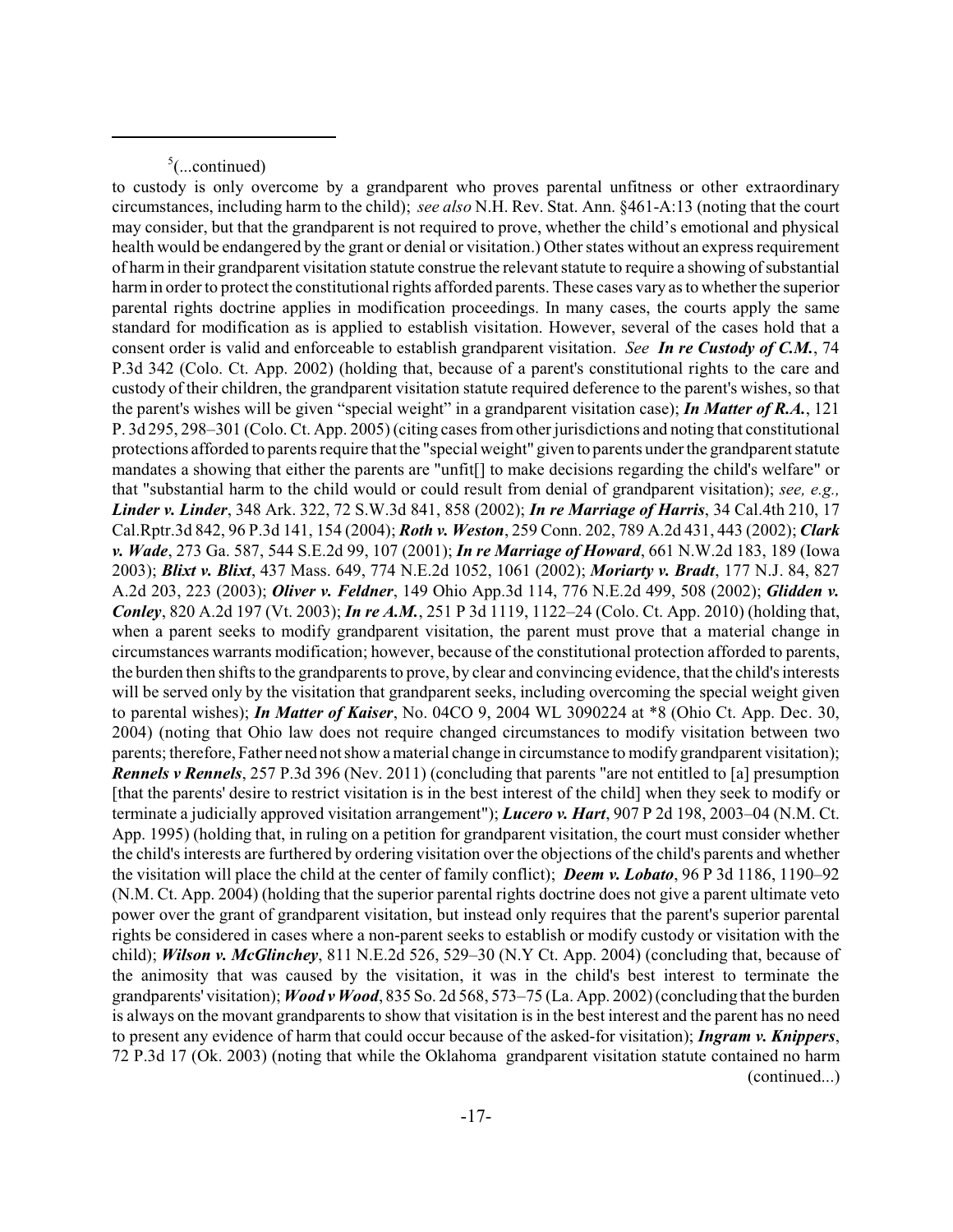[5](...continued)

to custody is only overcome by a grandparent who proves parental unfitness or other extraordinary circumstances, including harm to the child); *see also* N.H. Rev. Stat. Ann. §461-A:13 (noting that the court may consider, but that the grandparent is not required to prove, whether the child's emotional and physical health would be endangered by the grant or denial or visitation.) Other states without an express requirement of harm in their grandparent visitation statute construe the relevant statute to require a showing of substantial harm in order to protect the constitutional rights afforded parents. These cases vary as to whether the superior parental rights doctrine applies in modification proceedings. In many cases, the courts apply the same standard for modification as is applied to establish visitation. However, several of the cases hold that a consent order is valid and enforceable to establish grandparent visitation. *See* ***In re Custody of C.M.***, 74 P.3d 342 (Colo. Ct. App. 2002) (holding that, because of a parent's constitutional rights to the care and custody of their children, the grandparent visitation statute required deference to the parent's wishes, so that the parent's wishes will be given "special weight" in a grandparent visitation case); ***In Matter of R.A.***, 121 P. 3d 295, 298–301 (Colo. Ct. App. 2005) (citing cases from other jurisdictions and noting that constitutional protections afforded to parents require that the "special weight" given to parents under the grandparent statute mandates a showing that either the parents are "unfit[] to make decisions regarding the child's welfare" or that "substantial harm to the child would or could result from denial of grandparent visitation); *see, e.g.,* ***Linder v. Linder***, 348 Ark. 322, 72 S.W.3d 841, 858 (2002); ***In re Marriage of Harris***, 34 Cal.4th 210, 17 Cal.Rptr.3d 842, 96 P.3d 141, 154 (2004); ***Roth v. Weston***, 259 Conn. 202, 789 A.2d 431, 443 (2002); ***Clark v. Wade***, 273 Ga. 587, 544 S.E.2d 99, 107 (2001); ***In re Marriage of Howard***, 661 N.W.2d 183, 189 (Iowa 2003); ***Blixt v. Blixt***, 437 Mass. 649, 774 N.E.2d 1052, 1061 (2002); ***Moriarty v. Bradt***, 177 N.J. 84, 827 A.2d 203, 223 (2003); ***Oliver v. Feldner***, 149 Ohio App.3d 114, 776 N.E.2d 499, 508 (2002); ***Glidden v. Conley***, 820 A.2d 197 (Vt. 2003); ***In re A.M.***, 251 P 3d 1119, 1122–24 (Colo. Ct. App. 2010) (holding that, when a parent seeks to modify grandparent visitation, the parent must prove that a material change in circumstances warrants modification; however, because of the constitutional protection afforded to parents, the burden then shifts to the grandparents to prove, by clear and convincing evidence, that the child's interests will be served only by the visitation that grandparent seeks, including overcoming the special weight given to parental wishes); ***In Matter of Kaiser***, No. 04CO 9, 2004 WL 3090224 at *8 (Ohio Ct. App. Dec. 30, 2004) (noting that Ohio law does not require changed circumstances to modify visitation between two parents; therefore, Father need not show a material change in circumstance to modify grandparent visitation); ***Rennels v Rennels***, 257 P.3d 396 (Nev. 2011) (concluding that parents "are not entitled to [a] presumption [that the parents' desire to restrict visitation is in the best interest of the child] when they seek to modify or terminate a judicially approved visitation arrangement"); ***Lucero v. Hart***, 907 P 2d 198, 2003–04 (N.M. Ct. App. 1995) (holding that, in ruling on a petition for grandparent visitation, the court must consider whether the child's interests are furthered by ordering visitation over the objections of the child's parents and whether the visitation will place the child at the center of family conflict); ***Deem v. Lobato***, 96 P 3d 1186, 1190–92 (N.M. Ct. App. 2004) (holding that the superior parental rights doctrine does not give a parent ultimate veto power over the grant of grandparent visitation, but instead only requires that the parent's superior parental rights be considered in cases where a non-parent seeks to establish or modify custody or visitation with the child); ***Wilson v. McGlinchey***, 811 N.E.2d 526, 529–30 (N.Y Ct. App. 2004) (concluding that, because of the animosity that was caused by the visitation, it was in the child's best interest to terminate the grandparents' visitation); ***Wood v Wood***, 835 So. 2d 568, 573–75 (La. App. 2002) (concluding that the burden is always on the movant grandparents to show that visitation is in the best interest and the parent has no need to present any evidence of harm that could occur because of the asked-for visitation); ***Ingram v. Knippers***, 72 P.3d 17 (Ok. 2003) (noting that while the Oklahoma grandparent visitation statute contained no harm

(continued...)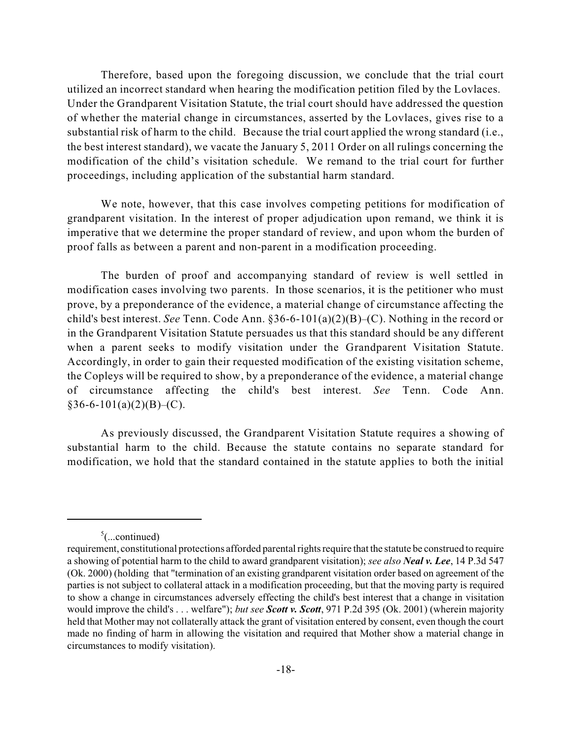Therefore, based upon the foregoing discussion, we conclude that the trial court utilized an incorrect standard when hearing the modification petition filed by the Lovlaces. Under the Grandparent Visitation Statute, the trial court should have addressed the question of whether the material change in circumstances, asserted by the Lovlaces, gives rise to a substantial risk of harm to the child. Because the trial court applied the wrong standard (i.e., the best interest standard), we vacate the January 5, 2011 Order on all rulings concerning the modification of the child's visitation schedule. We remand to the trial court for further proceedings, including application of the substantial harm standard.

We note, however, that this case involves competing petitions for modification of grandparent visitation. In the interest of proper adjudication upon remand, we think it is imperative that we determine the proper standard of review, and upon whom the burden of proof falls as between a parent and non-parent in a modification proceeding.

The burden of proof and accompanying standard of review is well settled in modification cases involving two parents. In those scenarios, it is the petitioner who must prove, by a preponderance of the evidence, a material change of circumstance affecting the child's best interest. *See* Tenn. Code Ann. §36-6-101(a)(2)(B)–(C). Nothing in the record or in the Grandparent Visitation Statute persuades us that this standard should be any different when a parent seeks to modify visitation under the Grandparent Visitation Statute. Accordingly, in order to gain their requested modification of the existing visitation scheme, the Copleys will be required to show, by a preponderance of the evidence, a material change of circumstance affecting the child's best interest. *See* Tenn. Code Ann. §36-6-101(a)(2)(B)–(C).

As previously discussed, the Grandparent Visitation Statute requires a showing of substantial harm to the child. Because the statute contains no separate standard for modification, we hold that the standard contained in the statute applies to both the initial

---

[5](...continued)
requirement, constitutional protections afforded parental rights require that the statute be construed to require a showing of potential harm to the child to award grandparent visitation); *see also* ***Neal v. Lee***, 14 P.3d 547 (Ok. 2000) (holding that "termination of an existing grandparent visitation order based on agreement of the parties is not subject to collateral attack in a modification proceeding, but that the moving party is required to show a change in circumstances adversely effecting the child's best interest that a change in visitation would improve the child's . . . welfare"); *but see* ***Scott v. Scott***, 971 P.2d 395 (Ok. 2001) (wherein majority held that Mother may not collaterally attack the grant of visitation entered by consent, even though the court made no finding of harm in allowing the visitation and required that Mother show a material change in circumstances to modify visitation).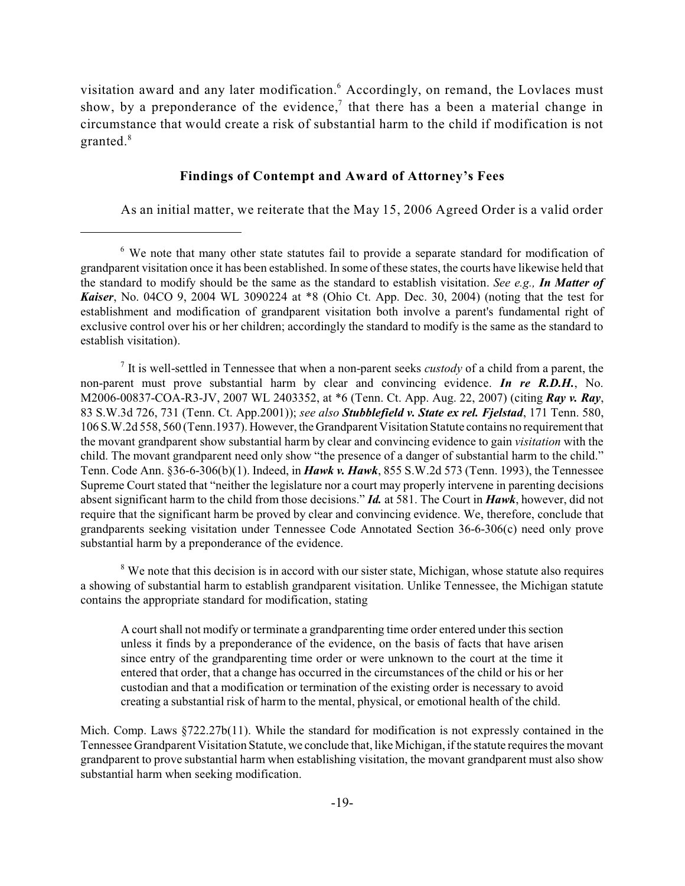visitation award and any later modification.[6] Accordingly, on remand, the Lovlaces must show, by a preponderance of the evidence,[7] that there has a been a material change in circumstance that would create a risk of substantial harm to the child if modification is not granted.[8]

### Findings of Contempt and Award of Attorney's Fees

As an initial matter, we reiterate that the May 15, 2006 Agreed Order is a valid order

---

[6] We note that many other state statutes fail to provide a separate standard for modification of grandparent visitation once it has been established. In some of these states, the courts have likewise held that the standard to modify should be the same as the standard to establish visitation. *See e.g., **In Matter of Kaiser***, No. 04CO 9, 2004 WL 3090224 at *8 (Ohio Ct. App. Dec. 30, 2004) (noting that the test for establishment and modification of grandparent visitation both involve a parent's fundamental right of exclusive control over his or her children; accordingly the standard to modify is the same as the standard to establish visitation).

[7] It is well-settled in Tennessee that when a non-parent seeks *custody* of a child from a parent, the non-parent must prove substantial harm by clear and convincing evidence. ***In re R.D.H.***, No. M2006-00837-COA-R3-JV, 2007 WL 2403352, at *6 (Tenn. Ct. App. Aug. 22, 2007) (citing ***Ray v. Ray***, 83 S.W.3d 726, 731 (Tenn. Ct. App.2001)); *see also* ***Stubblefield v. State ex rel. Fjelstad***, 171 Tenn. 580, 106 S.W.2d 558, 560 (Tenn.1937). However, the Grandparent Visitation Statute contains no requirement that the movant grandparent show substantial harm by clear and convincing evidence to gain *visitation* with the child. The movant grandparent need only show "the presence of a danger of substantial harm to the child." Tenn. Code Ann. §36-6-306(b)(1). Indeed, in ***Hawk v. Hawk***, 855 S.W.2d 573 (Tenn. 1993), the Tennessee Supreme Court stated that "neither the legislature nor a court may properly intervene in parenting decisions absent significant harm to the child from those decisions." ***Id.*** at 581. The Court in ***Hawk***, however, did not require that the significant harm be proved by clear and convincing evidence. We, therefore, conclude that grandparents seeking visitation under Tennessee Code Annotated Section 36-6-306(c) need only prove substantial harm by a preponderance of the evidence.

[8] We note that this decision is in accord with our sister state, Michigan, whose statute also requires a showing of substantial harm to establish grandparent visitation. Unlike Tennessee, the Michigan statute contains the appropriate standard for modification, stating

> A court shall not modify or terminate a grandparenting time order entered under this section unless it finds by a preponderance of the evidence, on the basis of facts that have arisen since entry of the grandparenting time order or were unknown to the court at the time it entered that order, that a change has occurred in the circumstances of the child or his or her custodian and that a modification or termination of the existing order is necessary to avoid creating a substantial risk of harm to the mental, physical, or emotional health of the child.

Mich. Comp. Laws §722.27b(11). While the standard for modification is not expressly contained in the Tennessee Grandparent Visitation Statute, we conclude that, like Michigan, if the statute requires the movant grandparent to prove substantial harm when establishing visitation, the movant grandparent must also show substantial harm when seeking modification.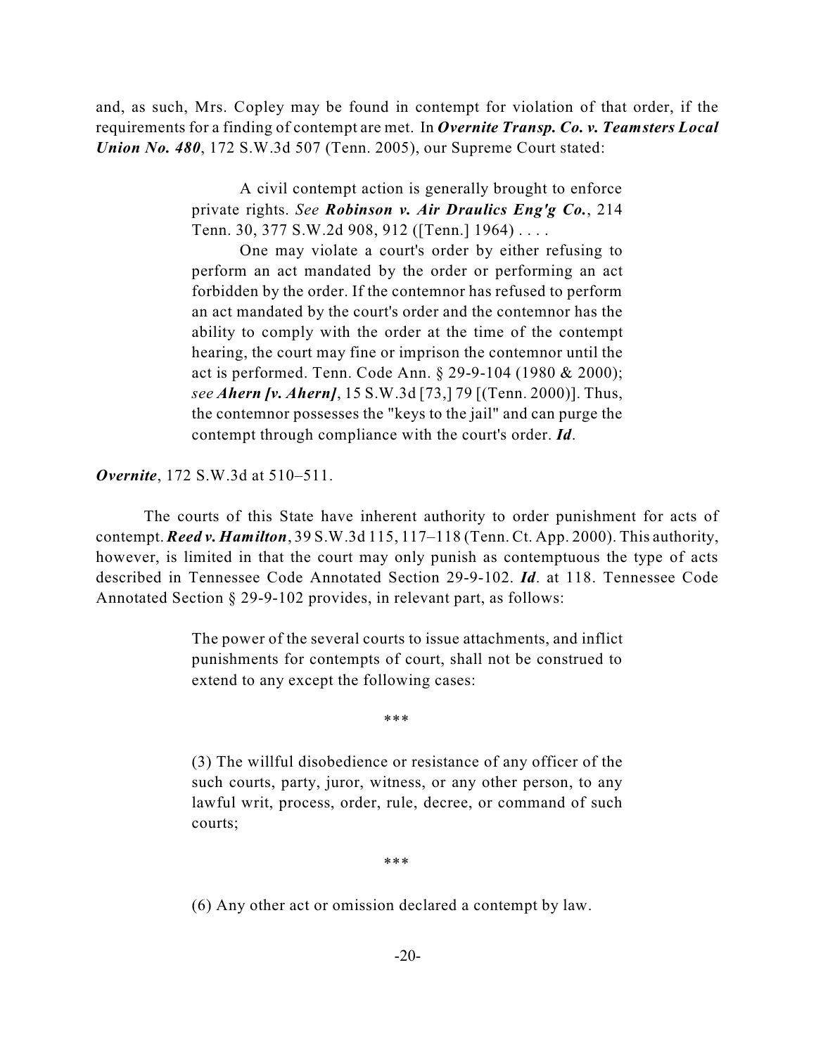and, as such, Mrs. Copley may be found in contempt for violation of that order, if the requirements for a finding of contempt are met. In ***Overnite Transp. Co. v. Teamsters Local Union No. 480***, 172 S.W.3d 507 (Tenn. 2005), our Supreme Court stated:

> A civil contempt action is generally brought to enforce private rights. *See* ***Robinson v. Air Draulics Eng'g Co.***, 214 Tenn. 30, 377 S.W.2d 908, 912 ([Tenn.] 1964) . . . .
>
> One may violate a court's order by either refusing to perform an act mandated by the order or performing an act forbidden by the order. If the contemnor has refused to perform an act mandated by the court's order and the contemnor has the ability to comply with the order at the time of the contempt hearing, the court may fine or imprison the contemnor until the act is performed. Tenn. Code Ann. § 29-9-104 (1980 & 2000); *see* ***Ahern [v. Ahern]***, 15 S.W.3d [73,] 79 [(Tenn. 2000)]. Thus, the contemnor possesses the "keys to the jail" and can purge the contempt through compliance with the court's order. ***Id***.

***Overnite***, 172 S.W.3d at 510–511.

The courts of this State have inherent authority to order punishment for acts of contempt. ***Reed v. Hamilton***, 39 S.W.3d 115, 117–118 (Tenn. Ct. App. 2000). This authority, however, is limited in that the court may only punish as contemptuous the type of acts described in Tennessee Code Annotated Section 29-9-102. ***Id***. at 118. Tennessee Code Annotated Section § 29-9-102 provides, in relevant part, as follows:

> The power of the several courts to issue attachments, and inflict punishments for contempts of court, shall not be construed to extend to any except the following cases:
>
> \*\*\*
>
> (3) The willful disobedience or resistance of any officer of the such courts, party, juror, witness, or any other person, to any lawful writ, process, order, rule, decree, or command of such courts;
>
> \*\*\*
>
> (6) Any other act or omission declared a contempt by law.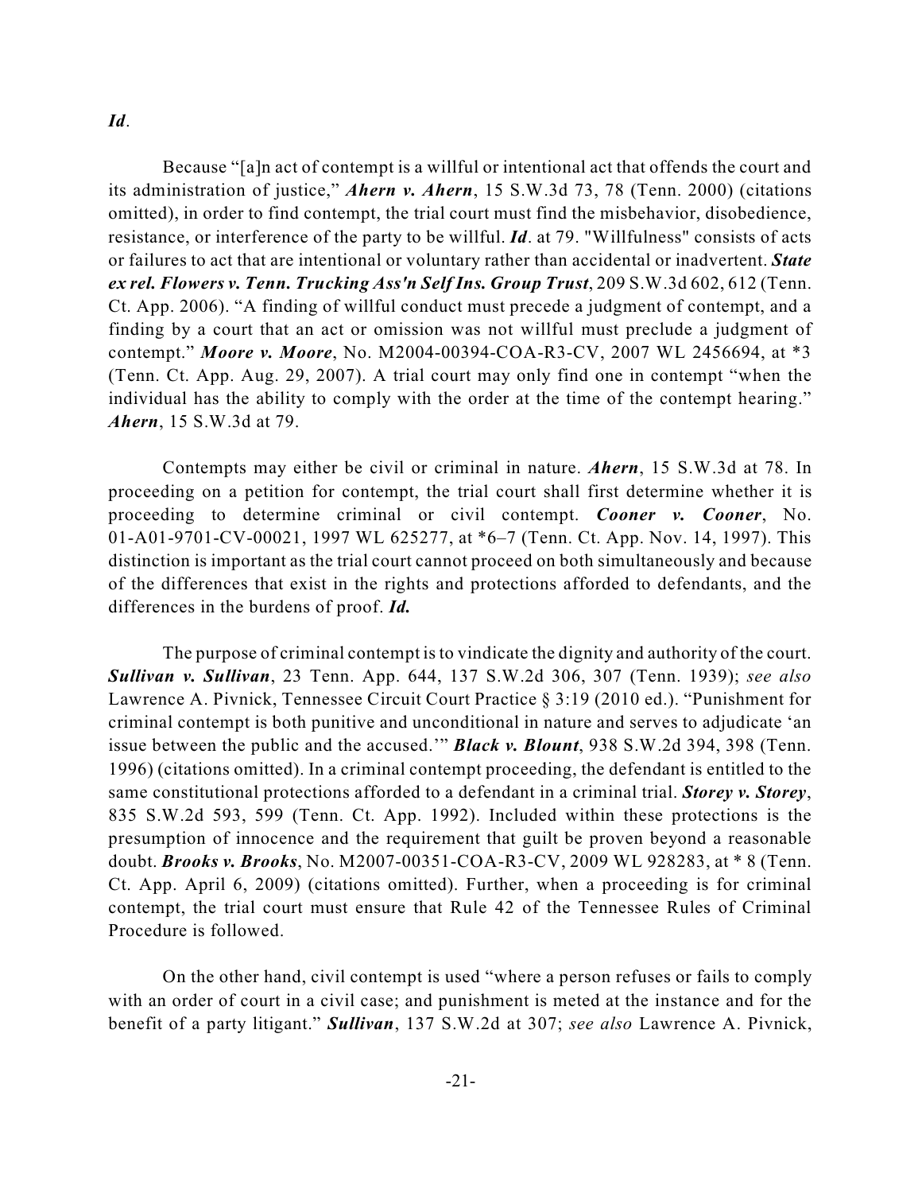***Id*.**

Because "[a]n act of contempt is a willful or intentional act that offends the court and its administration of justice," ***Ahern v. Ahern***, 15 S.W.3d 73, 78 (Tenn. 2000) (citations omitted), in order to find contempt, the trial court must find the misbehavior, disobedience, resistance, or interference of the party to be willful. ***Id***. at 79. "Willfulness" consists of acts or failures to act that are intentional or voluntary rather than accidental or inadvertent. ***State ex rel. Flowers v. Tenn. Trucking Ass'n Self Ins. Group Trust***, 209 S.W.3d 602, 612 (Tenn. Ct. App. 2006). "A finding of willful conduct must precede a judgment of contempt, and a finding by a court that an act or omission was not willful must preclude a judgment of contempt." ***Moore v. Moore***, No. M2004-00394-COA-R3-CV, 2007 WL 2456694, at *3 (Tenn. Ct. App. Aug. 29, 2007). A trial court may only find one in contempt "when the individual has the ability to comply with the order at the time of the contempt hearing." ***Ahern***, 15 S.W.3d at 79.

Contempts may either be civil or criminal in nature. ***Ahern***, 15 S.W.3d at 78. In proceeding on a petition for contempt, the trial court shall first determine whether it is proceeding to determine criminal or civil contempt. ***Cooner v. Cooner***, No. 01-A01-9701-CV-00021, 1997 WL 625277, at *6–7 (Tenn. Ct. App. Nov. 14, 1997). This distinction is important as the trial court cannot proceed on both simultaneously and because of the differences that exist in the rights and protections afforded to defendants, and the differences in the burdens of proof. ***Id.***

The purpose of criminal contempt is to vindicate the dignity and authority of the court. ***Sullivan v. Sullivan***, 23 Tenn. App. 644, 137 S.W.2d 306, 307 (Tenn. 1939); *see also* Lawrence A. Pivnick, Tennessee Circuit Court Practice § 3:19 (2010 ed.). "Punishment for criminal contempt is both punitive and unconditional in nature and serves to adjudicate 'an issue between the public and the accused.'" ***Black v. Blount***, 938 S.W.2d 394, 398 (Tenn. 1996) (citations omitted). In a criminal contempt proceeding, the defendant is entitled to the same constitutional protections afforded to a defendant in a criminal trial. ***Storey v. Storey***, 835 S.W.2d 593, 599 (Tenn. Ct. App. 1992). Included within these protections is the presumption of innocence and the requirement that guilt be proven beyond a reasonable doubt. ***Brooks v. Brooks***, No. M2007-00351-COA-R3-CV, 2009 WL 928283, at * 8 (Tenn. Ct. App. April 6, 2009) (citations omitted). Further, when a proceeding is for criminal contempt, the trial court must ensure that Rule 42 of the Tennessee Rules of Criminal Procedure is followed.

On the other hand, civil contempt is used "where a person refuses or fails to comply with an order of court in a civil case; and punishment is meted at the instance and for the benefit of a party litigant." ***Sullivan***, 137 S.W.2d at 307; *see also* Lawrence A. Pivnick,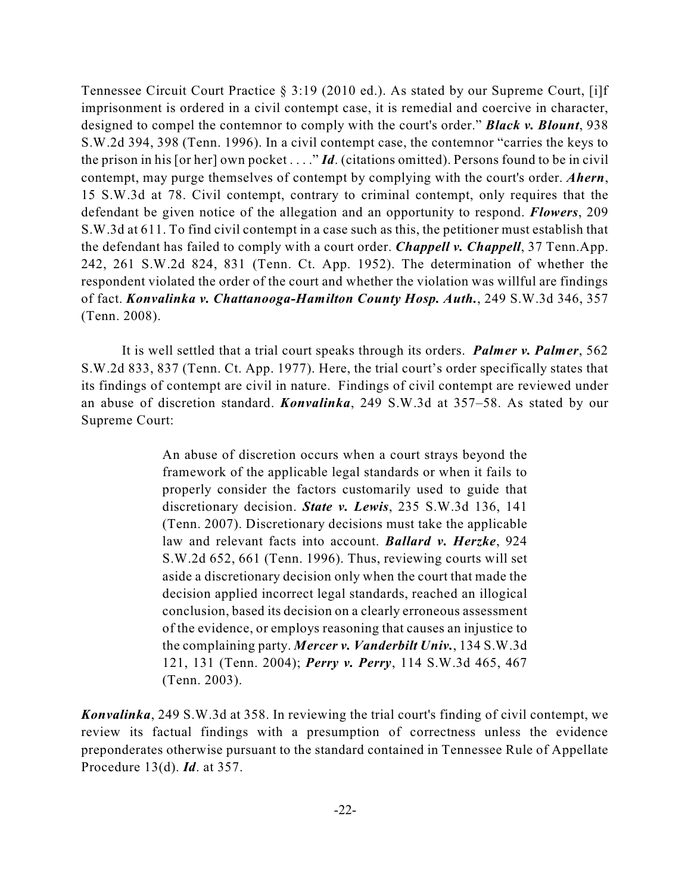Tennessee Circuit Court Practice § 3:19 (2010 ed.). As stated by our Supreme Court, [i]f imprisonment is ordered in a civil contempt case, it is remedial and coercive in character, designed to compel the contemnor to comply with the court's order." ***Black v. Blount***, 938 S.W.2d 394, 398 (Tenn. 1996). In a civil contempt case, the contemnor "carries the keys to the prison in his [or her] own pocket . . . ." ***Id***. (citations omitted). Persons found to be in civil contempt, may purge themselves of contempt by complying with the court's order. ***Ahern***, 15 S.W.3d at 78. Civil contempt, contrary to criminal contempt, only requires that the defendant be given notice of the allegation and an opportunity to respond. ***Flowers***, 209 S.W.3d at 611. To find civil contempt in a case such as this, the petitioner must establish that the defendant has failed to comply with a court order. ***Chappell v. Chappell***, 37 Tenn.App. 242, 261 S.W.2d 824, 831 (Tenn. Ct. App. 1952). The determination of whether the respondent violated the order of the court and whether the violation was willful are findings of fact. ***Konvalinka v. Chattanooga-Hamilton County Hosp. Auth.***, 249 S.W.3d 346, 357 (Tenn. 2008).

It is well settled that a trial court speaks through its orders. ***Palmer v. Palmer***, 562 S.W.2d 833, 837 (Tenn. Ct. App. 1977). Here, the trial court's order specifically states that its findings of contempt are civil in nature. Findings of civil contempt are reviewed under an abuse of discretion standard. ***Konvalinka***, 249 S.W.3d at 357–58. As stated by our Supreme Court:

> An abuse of discretion occurs when a court strays beyond the framework of the applicable legal standards or when it fails to properly consider the factors customarily used to guide that discretionary decision. ***State v. Lewis***, 235 S.W.3d 136, 141 (Tenn. 2007). Discretionary decisions must take the applicable law and relevant facts into account. ***Ballard v. Herzke***, 924 S.W.2d 652, 661 (Tenn. 1996). Thus, reviewing courts will set aside a discretionary decision only when the court that made the decision applied incorrect legal standards, reached an illogical conclusion, based its decision on a clearly erroneous assessment of the evidence, or employs reasoning that causes an injustice to the complaining party. ***Mercer v. Vanderbilt Univ.***, 134 S.W.3d 121, 131 (Tenn. 2004); ***Perry v. Perry***, 114 S.W.3d 465, 467 (Tenn. 2003).

***Konvalinka***, 249 S.W.3d at 358. In reviewing the trial court's finding of civil contempt, we review its factual findings with a presumption of correctness unless the evidence preponderates otherwise pursuant to the standard contained in Tennessee Rule of Appellate Procedure 13(d). ***Id***. at 357.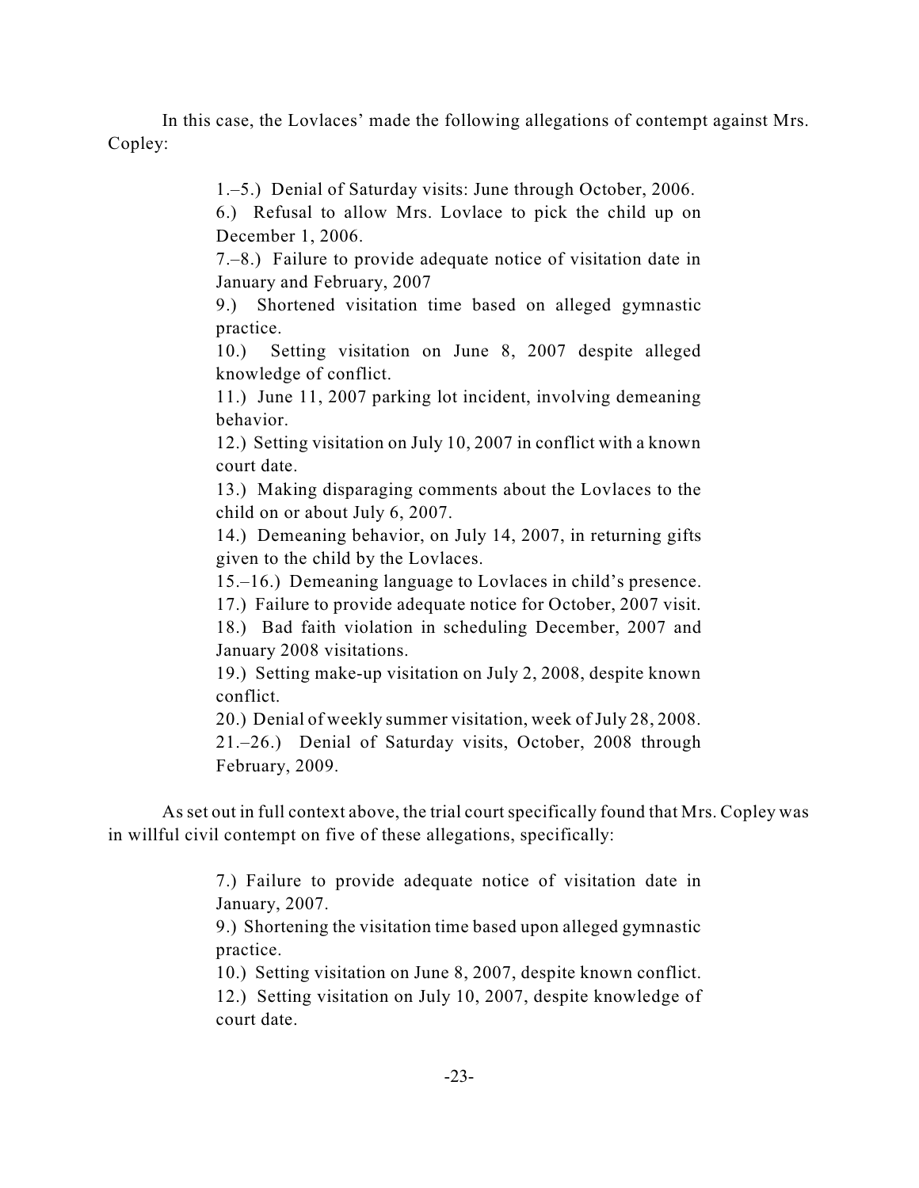In this case, the Lovlaces' made the following allegations of contempt against Mrs. Copley:

> 1.–5.) Denial of Saturday visits: June through October, 2006.
> 6.) Refusal to allow Mrs. Lovlace to pick the child up on December 1, 2006.
> 7.–8.) Failure to provide adequate notice of visitation date in January and February, 2007
> 9.) Shortened visitation time based on alleged gymnastic practice.
> 10.) Setting visitation on June 8, 2007 despite alleged knowledge of conflict.
> 11.) June 11, 2007 parking lot incident, involving demeaning behavior.
> 12.) Setting visitation on July 10, 2007 in conflict with a known court date.
> 13.) Making disparaging comments about the Lovlaces to the child on or about July 6, 2007.
> 14.) Demeaning behavior, on July 14, 2007, in returning gifts given to the child by the Lovlaces.
> 15.–16.) Demeaning language to Lovlaces in child's presence.
> 17.) Failure to provide adequate notice for October, 2007 visit.
> 18.) Bad faith violation in scheduling December, 2007 and January 2008 visitations.
> 19.) Setting make-up visitation on July 2, 2008, despite known conflict.
> 20.) Denial of weekly summer visitation, week of July 28, 2008.
> 21.–26.) Denial of Saturday visits, October, 2008 through February, 2009.

As set out in full context above, the trial court specifically found that Mrs. Copley was in willful civil contempt on five of these allegations, specifically:

> 7.) Failure to provide adequate notice of visitation date in January, 2007.
> 9.) Shortening the visitation time based upon alleged gymnastic practice.
> 10.) Setting visitation on June 8, 2007, despite known conflict.
> 12.) Setting visitation on July 10, 2007, despite knowledge of court date.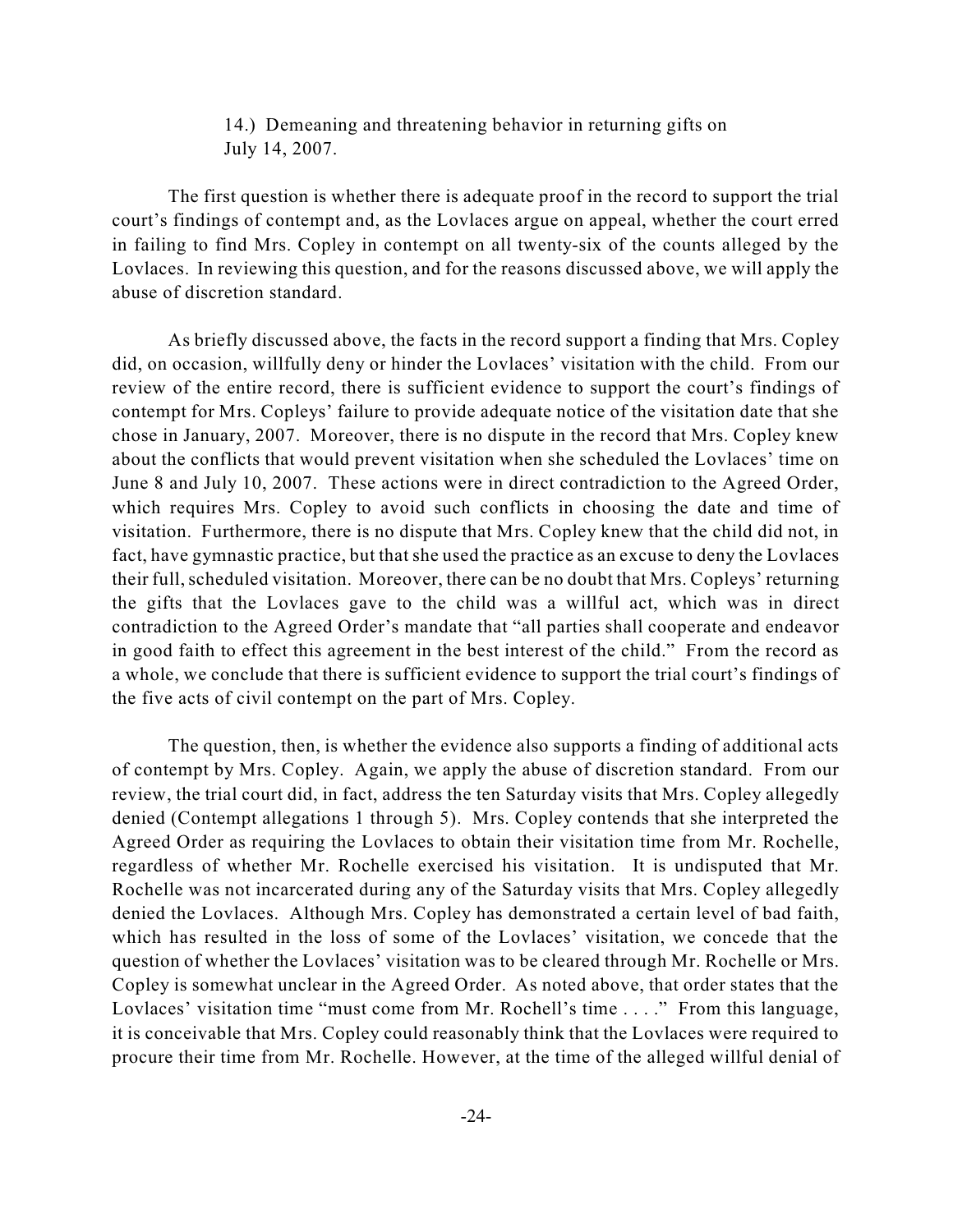14.) Demeaning and threatening behavior in returning gifts on July 14, 2007.

The first question is whether there is adequate proof in the record to support the trial court's findings of contempt and, as the Lovlaces argue on appeal, whether the court erred in failing to find Mrs. Copley in contempt on all twenty-six of the counts alleged by the Lovlaces. In reviewing this question, and for the reasons discussed above, we will apply the abuse of discretion standard.

As briefly discussed above, the facts in the record support a finding that Mrs. Copley did, on occasion, willfully deny or hinder the Lovlaces' visitation with the child. From our review of the entire record, there is sufficient evidence to support the court's findings of contempt for Mrs. Copleys' failure to provide adequate notice of the visitation date that she chose in January, 2007. Moreover, there is no dispute in the record that Mrs. Copley knew about the conflicts that would prevent visitation when she scheduled the Lovlaces' time on June 8 and July 10, 2007. These actions were in direct contradiction to the Agreed Order, which requires Mrs. Copley to avoid such conflicts in choosing the date and time of visitation. Furthermore, there is no dispute that Mrs. Copley knew that the child did not, in fact, have gymnastic practice, but that she used the practice as an excuse to deny the Lovlaces their full, scheduled visitation. Moreover, there can be no doubt that Mrs. Copleys' returning the gifts that the Lovlaces gave to the child was a willful act, which was in direct contradiction to the Agreed Order's mandate that "all parties shall cooperate and endeavor in good faith to effect this agreement in the best interest of the child." From the record as a whole, we conclude that there is sufficient evidence to support the trial court's findings of the five acts of civil contempt on the part of Mrs. Copley.

The question, then, is whether the evidence also supports a finding of additional acts of contempt by Mrs. Copley. Again, we apply the abuse of discretion standard. From our review, the trial court did, in fact, address the ten Saturday visits that Mrs. Copley allegedly denied (Contempt allegations 1 through 5). Mrs. Copley contends that she interpreted the Agreed Order as requiring the Lovlaces to obtain their visitation time from Mr. Rochelle, regardless of whether Mr. Rochelle exercised his visitation. It is undisputed that Mr. Rochelle was not incarcerated during any of the Saturday visits that Mrs. Copley allegedly denied the Lovlaces. Although Mrs. Copley has demonstrated a certain level of bad faith, which has resulted in the loss of some of the Lovlaces' visitation, we concede that the question of whether the Lovlaces' visitation was to be cleared through Mr. Rochelle or Mrs. Copley is somewhat unclear in the Agreed Order. As noted above, that order states that the Lovlaces' visitation time "must come from Mr. Rochell's time . . . ." From this language, it is conceivable that Mrs. Copley could reasonably think that the Lovlaces were required to procure their time from Mr. Rochelle. However, at the time of the alleged willful denial of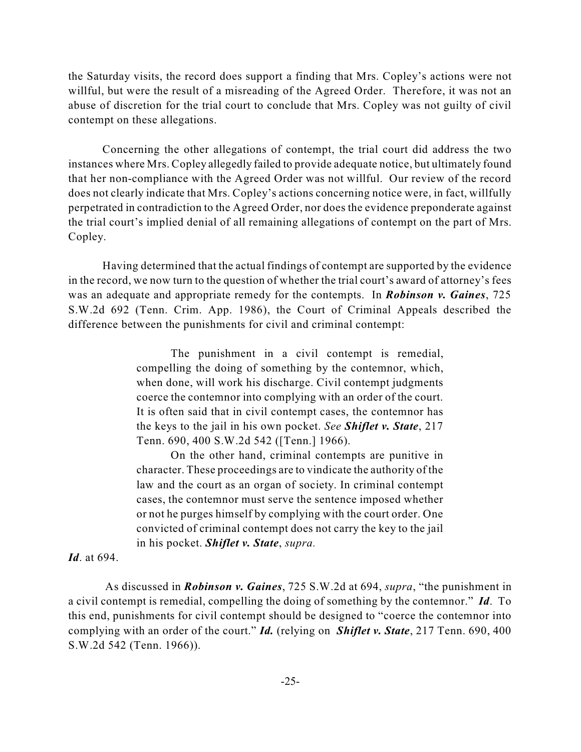the Saturday visits, the record does support a finding that Mrs. Copley's actions were not willful, but were the result of a misreading of the Agreed Order. Therefore, it was not an abuse of discretion for the trial court to conclude that Mrs. Copley was not guilty of civil contempt on these allegations.

Concerning the other allegations of contempt, the trial court did address the two instances where Mrs. Copley allegedly failed to provide adequate notice, but ultimately found that her non-compliance with the Agreed Order was not willful. Our review of the record does not clearly indicate that Mrs. Copley's actions concerning notice were, in fact, willfully perpetrated in contradiction to the Agreed Order, nor does the evidence preponderate against the trial court's implied denial of all remaining allegations of contempt on the part of Mrs. Copley.

Having determined that the actual findings of contempt are supported by the evidence in the record, we now turn to the question of whether the trial court's award of attorney's fees was an adequate and appropriate remedy for the contempts. In ***Robinson v. Gaines***, 725 S.W.2d 692 (Tenn. Crim. App. 1986), the Court of Criminal Appeals described the difference between the punishments for civil and criminal contempt:

> The punishment in a civil contempt is remedial, compelling the doing of something by the contemnor, which, when done, will work his discharge. Civil contempt judgments coerce the contemnor into complying with an order of the court. It is often said that in civil contempt cases, the contemnor has the keys to the jail in his own pocket. *See* ***Shiflet v. State***, 217 Tenn. 690, 400 S.W.2d 542 ([Tenn.] 1966).
>
> On the other hand, criminal contempts are punitive in character. These proceedings are to vindicate the authority of the law and the court as an organ of society. In criminal contempt cases, the contemnor must serve the sentence imposed whether or not he purges himself by complying with the court order. One convicted of criminal contempt does not carry the key to the jail in his pocket. ***Shiflet v. State***, *supra.*

***Id***. at 694.

As discussed in ***Robinson v. Gaines***, 725 S.W.2d at 694, *supra*, "the punishment in a civil contempt is remedial, compelling the doing of something by the contemnor." ***Id***. To this end, punishments for civil contempt should be designed to "coerce the contemnor into complying with an order of the court." ***Id.*** (relying on ***Shiflet v. State***, 217 Tenn. 690, 400 S.W.2d 542 (Tenn. 1966)).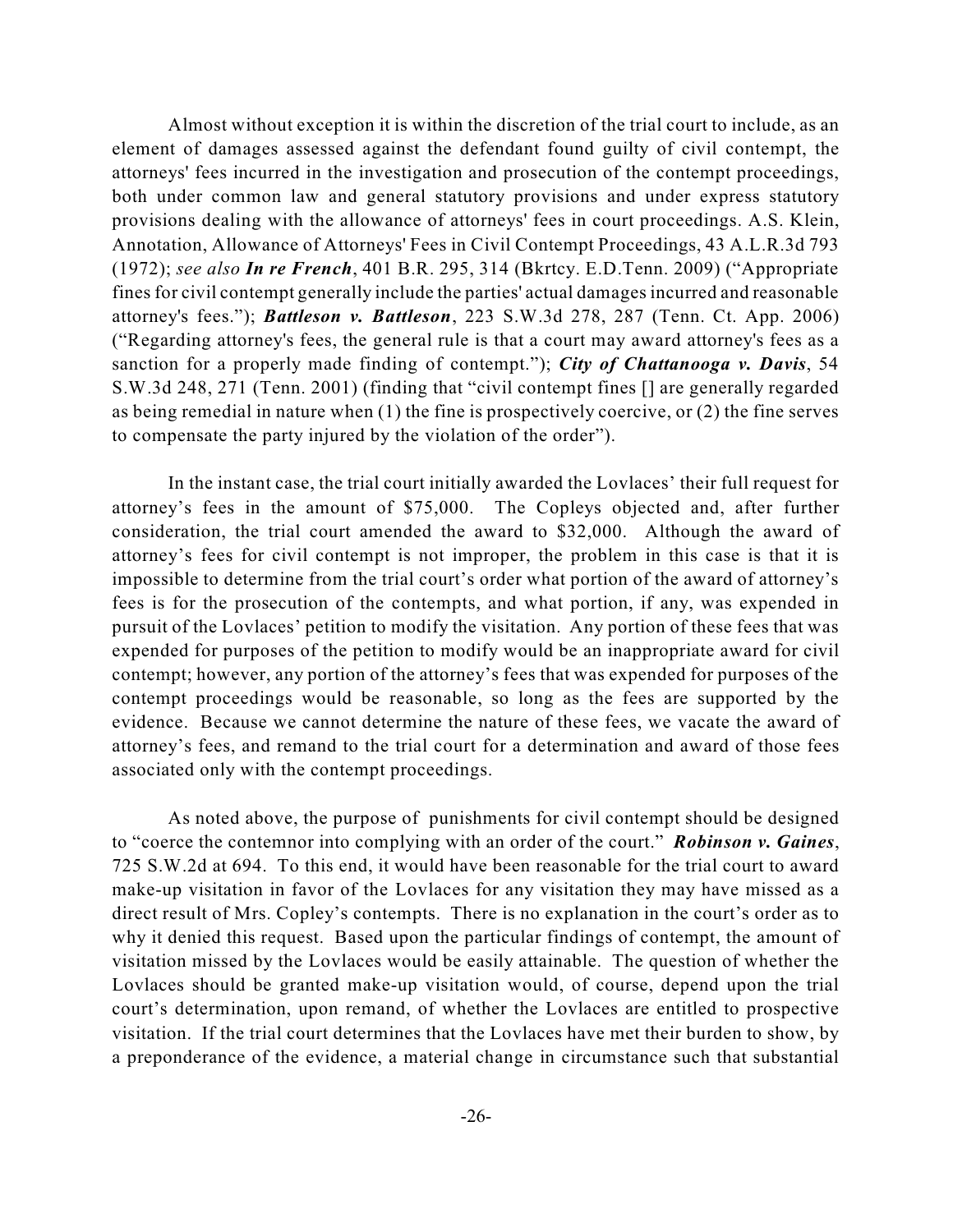Almost without exception it is within the discretion of the trial court to include, as an element of damages assessed against the defendant found guilty of civil contempt, the attorneys' fees incurred in the investigation and prosecution of the contempt proceedings, both under common law and general statutory provisions and under express statutory provisions dealing with the allowance of attorneys' fees in court proceedings. A.S. Klein, Annotation, Allowance of Attorneys' Fees in Civil Contempt Proceedings, 43 A.L.R.3d 793 (1972); *see also* ***In re French***, 401 B.R. 295, 314 (Bkrtcy. E.D.Tenn. 2009) ("Appropriate fines for civil contempt generally include the parties' actual damages incurred and reasonable attorney's fees."); ***Battleson v. Battleson***, 223 S.W.3d 278, 287 (Tenn. Ct. App. 2006) ("Regarding attorney's fees, the general rule is that a court may award attorney's fees as a sanction for a properly made finding of contempt."); ***City of Chattanooga v. Davis***, 54 S.W.3d 248, 271 (Tenn. 2001) (finding that "civil contempt fines [] are generally regarded as being remedial in nature when (1) the fine is prospectively coercive, or (2) the fine serves to compensate the party injured by the violation of the order").

In the instant case, the trial court initially awarded the Lovlaces' their full request for attorney's fees in the amount of $75,000. The Copleys objected and, after further consideration, the trial court amended the award to $32,000. Although the award of attorney's fees for civil contempt is not improper, the problem in this case is that it is impossible to determine from the trial court's order what portion of the award of attorney's fees is for the prosecution of the contempts, and what portion, if any, was expended in pursuit of the Lovlaces' petition to modify the visitation. Any portion of these fees that was expended for purposes of the petition to modify would be an inappropriate award for civil contempt; however, any portion of the attorney's fees that was expended for purposes of the contempt proceedings would be reasonable, so long as the fees are supported by the evidence. Because we cannot determine the nature of these fees, we vacate the award of attorney's fees, and remand to the trial court for a determination and award of those fees associated only with the contempt proceedings.

As noted above, the purpose of punishments for civil contempt should be designed to "coerce the contemnor into complying with an order of the court." ***Robinson v. Gaines***, 725 S.W.2d at 694. To this end, it would have been reasonable for the trial court to award make-up visitation in favor of the Lovlaces for any visitation they may have missed as a direct result of Mrs. Copley's contempts. There is no explanation in the court's order as to why it denied this request. Based upon the particular findings of contempt, the amount of visitation missed by the Lovlaces would be easily attainable. The question of whether the Lovlaces should be granted make-up visitation would, of course, depend upon the trial court's determination, upon remand, of whether the Lovlaces are entitled to prospective visitation. If the trial court determines that the Lovlaces have met their burden to show, by a preponderance of the evidence, a material change in circumstance such that substantial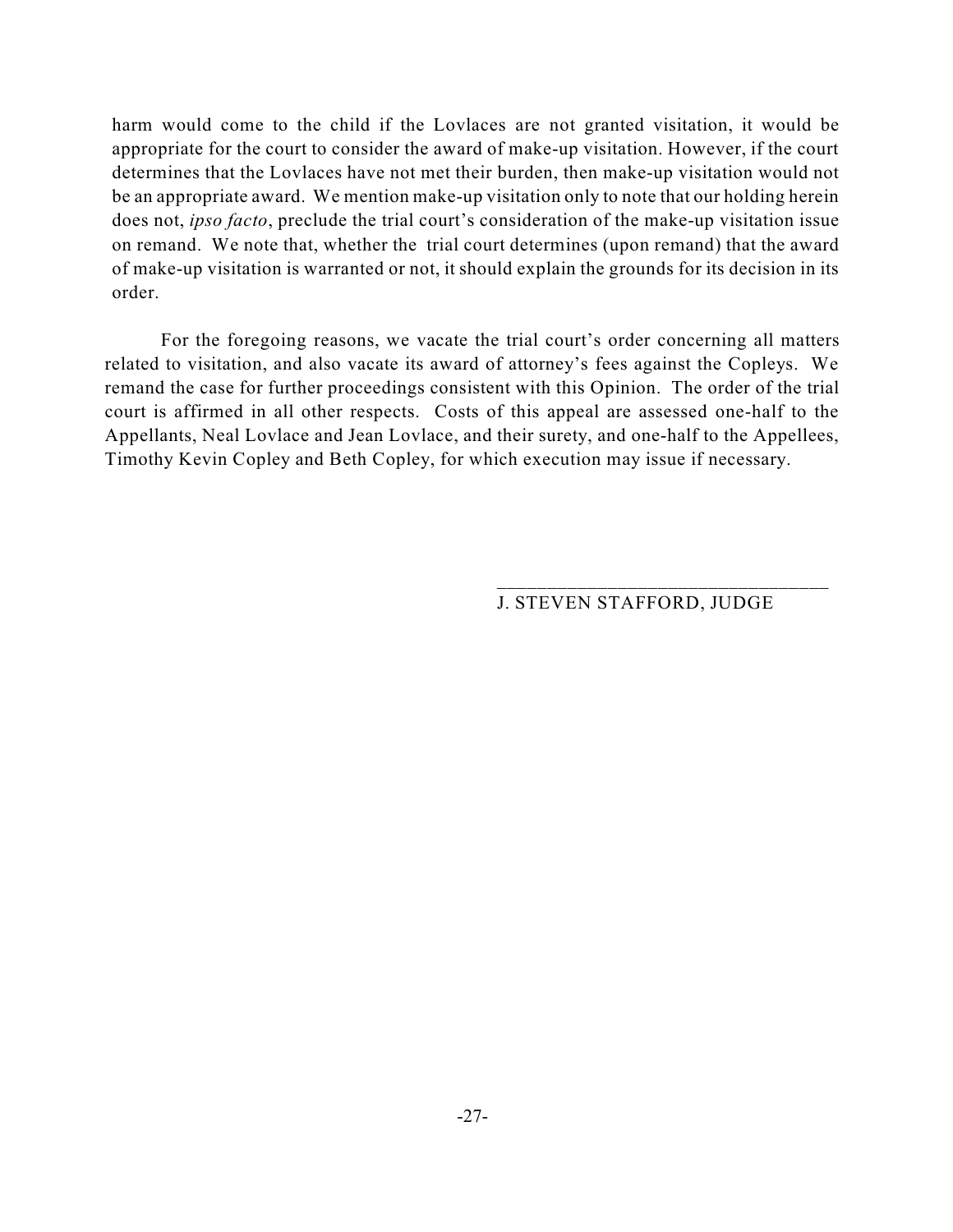harm would come to the child if the Lovlaces are not granted visitation, it would be appropriate for the court to consider the award of make-up visitation. However, if the court determines that the Lovlaces have not met their burden, then make-up visitation would not be an appropriate award. We mention make-up visitation only to note that our holding herein does not, *ipso facto*, preclude the trial court's consideration of the make-up visitation issue on remand. We note that, whether the trial court determines (upon remand) that the award of make-up visitation is warranted or not, it should explain the grounds for its decision in its order.

For the foregoing reasons, we vacate the trial court's order concerning all matters related to visitation, and also vacate its award of attorney's fees against the Copleys. We remand the case for further proceedings consistent with this Opinion. The order of the trial court is affirmed in all other respects. Costs of this appeal are assessed one-half to the Appellants, Neal Lovlace and Jean Lovlace, and their surety, and one-half to the Appellees, Timothy Kevin Copley and Beth Copley, for which execution may issue if necessary.

___________________________________
J. STEVEN STAFFORD, JUDGE